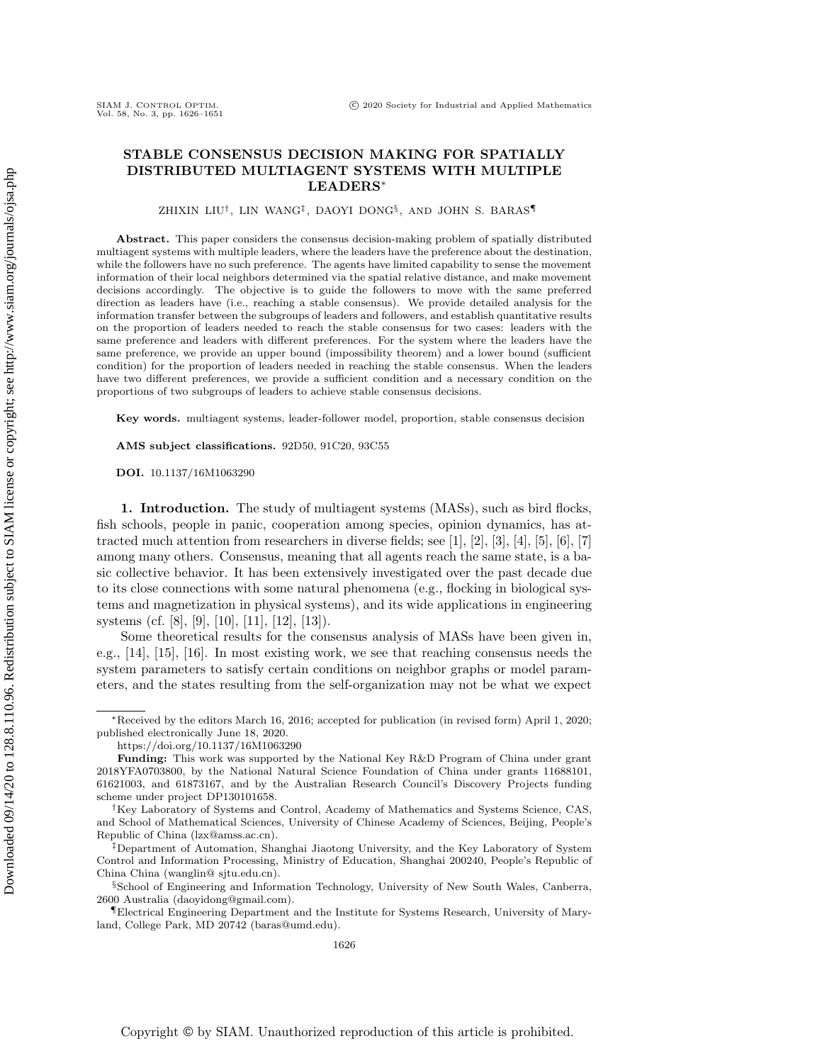# STABLE CONSENSUS DECISION MAKING FOR SPATIALLY DISTRIBUTED MULTIAGENT SYSTEMS WITH MULTIPLE LEADERS*

ZHIXIN LIU†, LIN WANG‡, DAOYI DONG§, AND JOHN S. BARAS¶

**Abstract.** This paper considers the consensus decision-making problem of spatially distributed multiagent systems with multiple leaders, where the leaders have the preference about the destination, while the followers have no such preference. The agents have limited capability to sense the movement information of their local neighbors determined via the spatial relative distance, and make movement decisions accordingly. The objective is to guide the followers to move with the same preferred direction as leaders have (i.e., reaching a stable consensus). We provide detailed analysis for the information transfer between the subgroups of leaders and followers, and establish quantitative results on the proportion of leaders needed to reach the stable consensus for two cases: leaders with the same preference and leaders with different preferences. For the system where the leaders have the same preference, we provide an upper bound (impossibility theorem) and a lower bound (sufficient condition) for the proportion of leaders needed in reaching the stable consensus. When the leaders have two different preferences, we provide a sufficient condition and a necessary condition on the proportions of two subgroups of leaders to achieve stable consensus decisions.

**Key words.** multiagent systems, leader-follower model, proportion, stable consensus decision

**AMS subject classifications.** 92D50, 91C20, 93C55

**DOI.** 10.1137/16M1063290

## 1. Introduction.

The study of multiagent systems (MASs), such as bird flocks, fish schools, people in panic, cooperation among species, opinion dynamics, has attracted much attention from researchers in diverse fields; see [1], [2], [3], [4], [5], [6], [7] among many others. Consensus, meaning that all agents reach the same state, is a basic collective behavior. It has been extensively investigated over the past decade due to its close connections with some natural phenomena (e.g., flocking in biological systems and magnetization in physical systems), and its wide applications in engineering systems (cf. [8], [9], [10], [11], [12], [13]).

Some theoretical results for the consensus analysis of MASs have been given in, e.g., [14], [15], [16]. In most existing work, we see that reaching consensus needs the system parameters to satisfy certain conditions on neighbor graphs or model parameters, and the states resulting from the self-organization may not be what we expect

---

*Received by the editors March 16, 2016; accepted for publication (in revised form) April 1, 2020; published electronically June 18, 2020.
https://doi.org/10.1137/16M1063290

**Funding:** This work was supported by the National Key R&D Program of China under grant 2018YFA0703800, by the National Natural Science Foundation of China under grants 11688101, 61621003, and 61873167, and by the Australian Research Council's Discovery Projects funding scheme under project DP130101658.

†Key Laboratory of Systems and Control, Academy of Mathematics and Systems Science, CAS, and School of Mathematical Sciences, University of Chinese Academy of Sciences, Beijing, People's Republic of China (lzx@amss.ac.cn).

‡Department of Automation, Shanghai Jiaotong University, and the Key Laboratory of System Control and Information Processing, Ministry of Education, Shanghai 200240, People's Republic of China China (wanglin@ sjtu.edu.cn).

§School of Engineering and Information Technology, University of New South Wales, Canberra, 2600 Australia (daoyidong@gmail.com).

¶Electrical Engineering Department and the Institute for Systems Research, University of Maryland, College Park, MD 20742 (baras@umd.edu).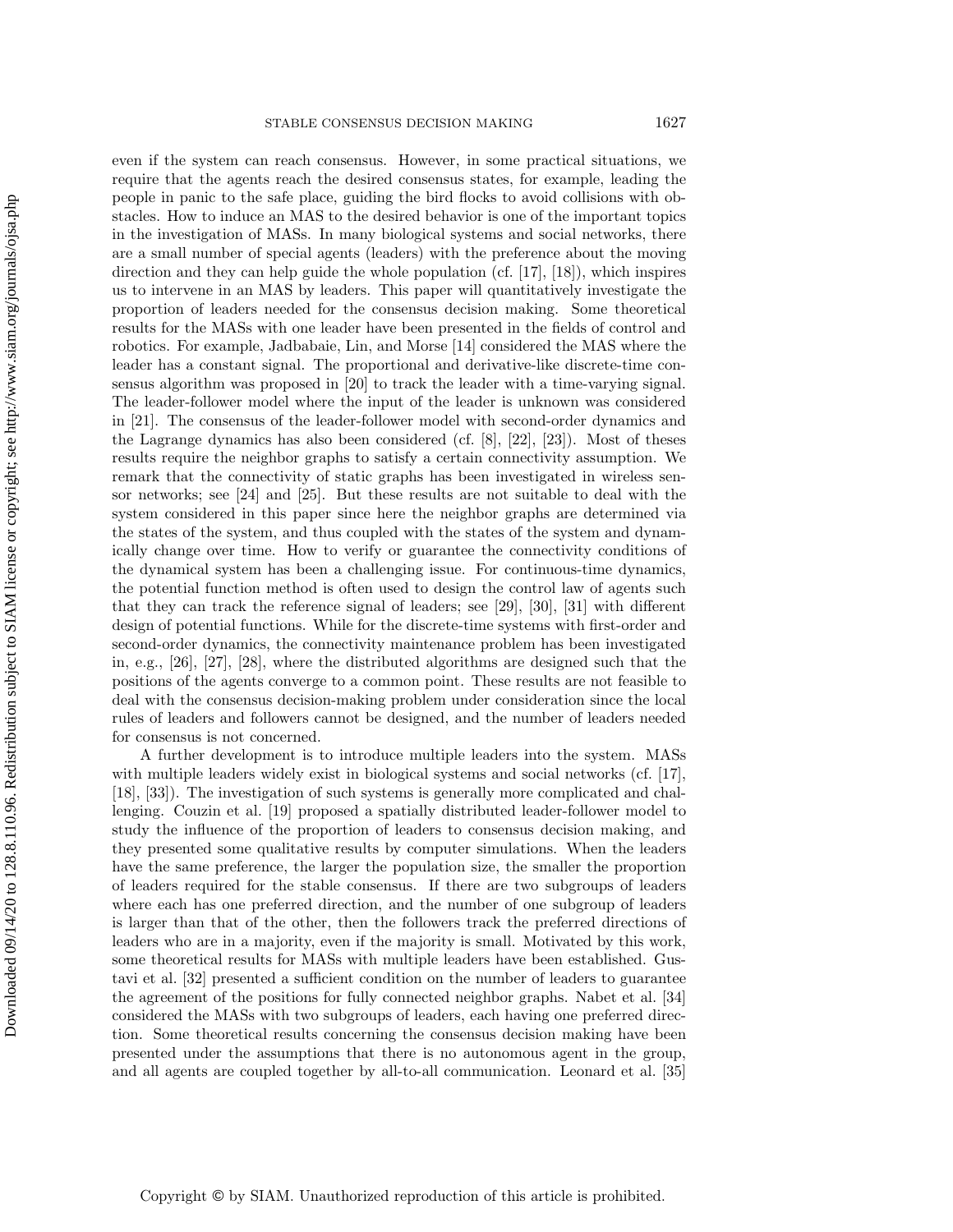even if the system can reach consensus. However, in some practical situations, we require that the agents reach the desired consensus states, for example, leading the people in panic to the safe place, guiding the bird flocks to avoid collisions with obstacles. How to induce an MAS to the desired behavior is one of the important topics in the investigation of MASs. In many biological systems and social networks, there are a small number of special agents (leaders) with the preference about the moving direction and they can help guide the whole population (cf. [17], [18]), which inspires us to intervene in an MAS by leaders. This paper will quantitatively investigate the proportion of leaders needed for the consensus decision making. Some theoretical results for the MASs with one leader have been presented in the fields of control and robotics. For example, Jadbabaie, Lin, and Morse [14] considered the MAS where the leader has a constant signal. The proportional and derivative-like discrete-time consensus algorithm was proposed in [20] to track the leader with a time-varying signal. The leader-follower model where the input of the leader is unknown was considered in [21]. The consensus of the leader-follower model with second-order dynamics and the Lagrange dynamics has also been considered (cf. [8], [22], [23]). Most of theses results require the neighbor graphs to satisfy a certain connectivity assumption. We remark that the connectivity of static graphs has been investigated in wireless sensor networks; see [24] and [25]. But these results are not suitable to deal with the system considered in this paper since here the neighbor graphs are determined via the states of the system, and thus coupled with the states of the system and dynamically change over time. How to verify or guarantee the connectivity conditions of the dynamical system has been a challenging issue. For continuous-time dynamics, the potential function method is often used to design the control law of agents such that they can track the reference signal of leaders; see [29], [30], [31] with different design of potential functions. While for the discrete-time systems with first-order and second-order dynamics, the connectivity maintenance problem has been investigated in, e.g., [26], [27], [28], where the distributed algorithms are designed such that the positions of the agents converge to a common point. These results are not feasible to deal with the consensus decision-making problem under consideration since the local rules of leaders and followers cannot be designed, and the number of leaders needed for consensus is not concerned.

A further development is to introduce multiple leaders into the system. MASs with multiple leaders widely exist in biological systems and social networks (cf. [17], [18], [33]). The investigation of such systems is generally more complicated and challenging. Couzin et al. [19] proposed a spatially distributed leader-follower model to study the influence of the proportion of leaders to consensus decision making, and they presented some qualitative results by computer simulations. When the leaders have the same preference, the larger the population size, the smaller the proportion of leaders required for the stable consensus. If there are two subgroups of leaders where each has one preferred direction, and the number of one subgroup of leaders is larger than that of the other, then the followers track the preferred directions of leaders who are in a majority, even if the majority is small. Motivated by this work, some theoretical results for MASs with multiple leaders have been established. Gustavi et al. [32] presented a sufficient condition on the number of leaders to guarantee the agreement of the positions for fully connected neighbor graphs. Nabet et al. [34] considered the MASs with two subgroups of leaders, each having one preferred direction. Some theoretical results concerning the consensus decision making have been presented under the assumptions that there is no autonomous agent in the group, and all agents are coupled together by all-to-all communication. Leonard et al. [35]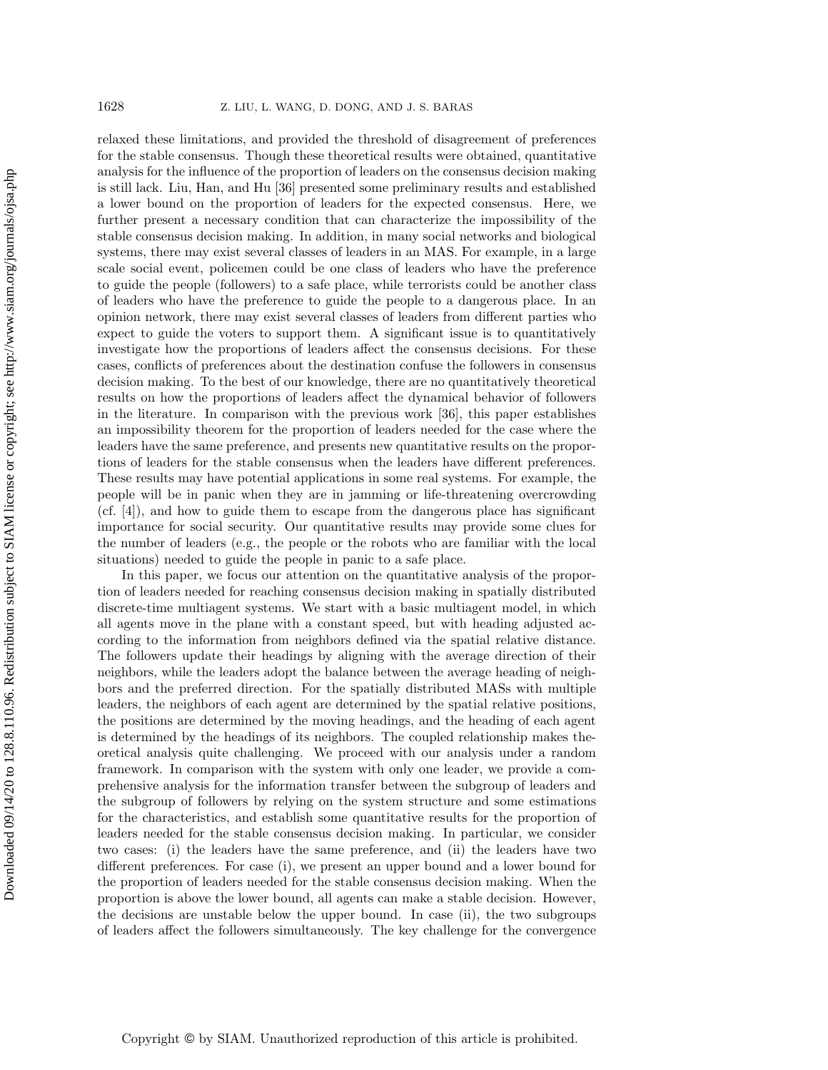relaxed these limitations, and provided the threshold of disagreement of preferences for the stable consensus. Though these theoretical results were obtained, quantitative analysis for the influence of the proportion of leaders on the consensus decision making is still lack. Liu, Han, and Hu [36] presented some preliminary results and established a lower bound on the proportion of leaders for the expected consensus. Here, we further present a necessary condition that can characterize the impossibility of the stable consensus decision making. In addition, in many social networks and biological systems, there may exist several classes of leaders in an MAS. For example, in a large scale social event, policemen could be one class of leaders who have the preference to guide the people (followers) to a safe place, while terrorists could be another class of leaders who have the preference to guide the people to a dangerous place. In an opinion network, there may exist several classes of leaders from different parties who expect to guide the voters to support them. A significant issue is to quantitatively investigate how the proportions of leaders affect the consensus decisions. For these cases, conflicts of preferences about the destination confuse the followers in consensus decision making. To the best of our knowledge, there are no quantitatively theoretical results on how the proportions of leaders affect the dynamical behavior of followers in the literature. In comparison with the previous work [36], this paper establishes an impossibility theorem for the proportion of leaders needed for the case where the leaders have the same preference, and presents new quantitative results on the proportions of leaders for the stable consensus when the leaders have different preferences. These results may have potential applications in some real systems. For example, the people will be in panic when they are in jamming or life-threatening overcrowding (cf. [4]), and how to guide them to escape from the dangerous place has significant importance for social security. Our quantitative results may provide some clues for the number of leaders (e.g., the people or the robots who are familiar with the local situations) needed to guide the people in panic to a safe place.

In this paper, we focus our attention on the quantitative analysis of the proportion of leaders needed for reaching consensus decision making in spatially distributed discrete-time multiagent systems. We start with a basic multiagent model, in which all agents move in the plane with a constant speed, but with heading adjusted according to the information from neighbors defined via the spatial relative distance. The followers update their headings by aligning with the average direction of their neighbors, while the leaders adopt the balance between the average heading of neighbors and the preferred direction. For the spatially distributed MASs with multiple leaders, the neighbors of each agent are determined by the spatial relative positions, the positions are determined by the moving headings, and the heading of each agent is determined by the headings of its neighbors. The coupled relationship makes theoretical analysis quite challenging. We proceed with our analysis under a random framework. In comparison with the system with only one leader, we provide a comprehensive analysis for the information transfer between the subgroup of leaders and the subgroup of followers by relying on the system structure and some estimations for the characteristics, and establish some quantitative results for the proportion of leaders needed for the stable consensus decision making. In particular, we consider two cases: (i) the leaders have the same preference, and (ii) the leaders have two different preferences. For case (i), we present an upper bound and a lower bound for the proportion of leaders needed for the stable consensus decision making. When the proportion is above the lower bound, all agents can make a stable decision. However, the decisions are unstable below the upper bound. In case (ii), the two subgroups of leaders affect the followers simultaneously. The key challenge for the convergence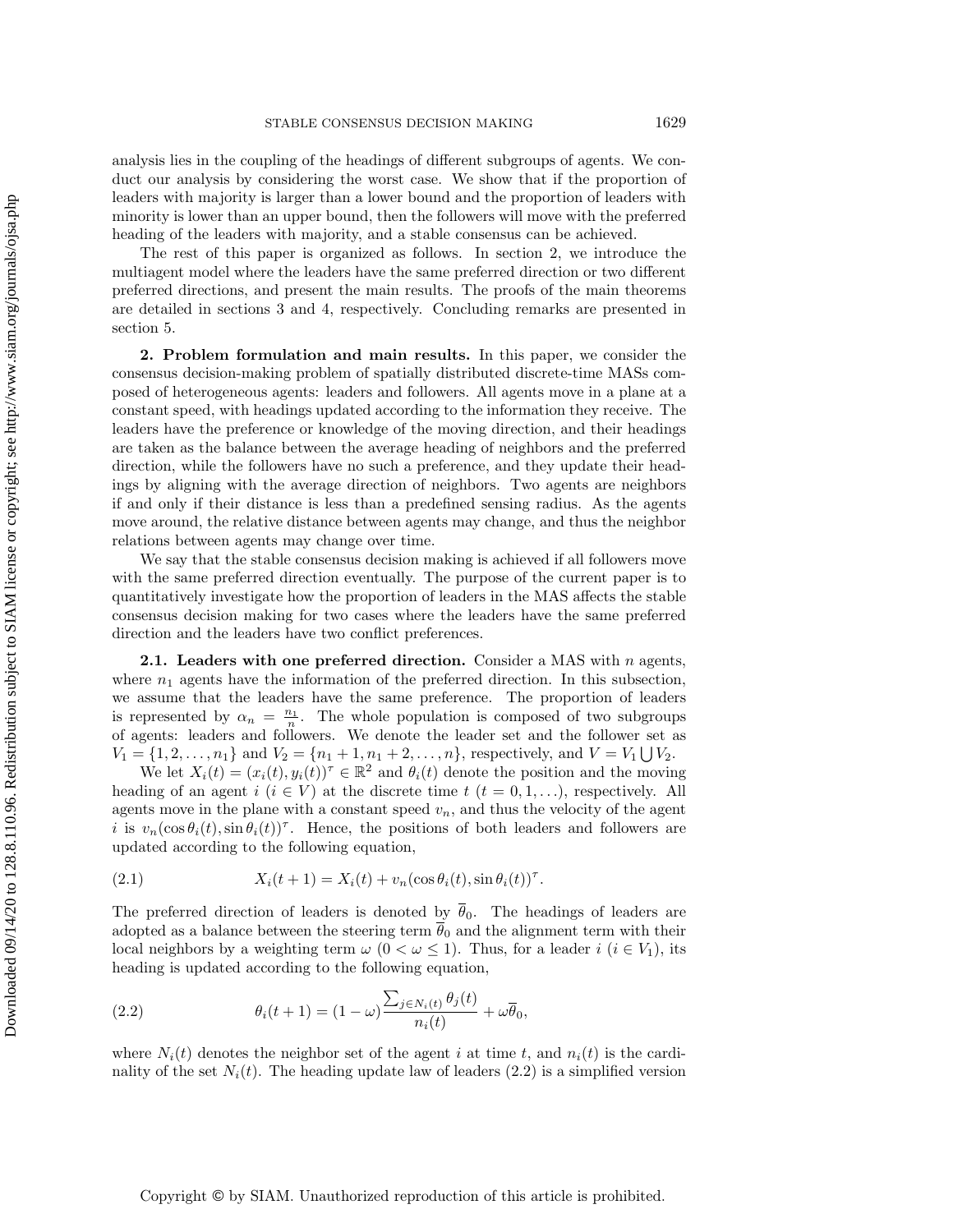analysis lies in the coupling of the headings of different subgroups of agents. We conduct our analysis by considering the worst case. We show that if the proportion of leaders with majority is larger than a lower bound and the proportion of leaders with minority is lower than an upper bound, then the followers will move with the preferred heading of the leaders with majority, and a stable consensus can be achieved.

The rest of this paper is organized as follows. In section 2, we introduce the multiagent model where the leaders have the same preferred direction or two different preferred directions, and present the main results. The proofs of the main theorems are detailed in sections 3 and 4, respectively. Concluding remarks are presented in section 5.

## 2. Problem formulation and main results.

In this paper, we consider the consensus decision-making problem of spatially distributed discrete-time MASs composed of heterogeneous agents: leaders and followers. All agents move in a plane at a constant speed, with headings updated according to the information they receive. The leaders have the preference or knowledge of the moving direction, and their headings are taken as the balance between the average heading of neighbors and the preferred direction, while the followers have no such a preference, and they update their headings by aligning with the average direction of neighbors. Two agents are neighbors if and only if their distance is less than a predefined sensing radius. As the agents move around, the relative distance between agents may change, and thus the neighbor relations between agents may change over time.

We say that the stable consensus decision making is achieved if all followers move with the same preferred direction eventually. The purpose of the current paper is to quantitatively investigate how the proportion of leaders in the MAS affects the stable consensus decision making for two cases where the leaders have the same preferred direction and the leaders have two conflict preferences.

### 2.1. Leaders with one preferred direction.

Consider a MAS with $n$ agents, where $n_1$ agents have the information of the preferred direction. In this subsection, we assume that the leaders have the same preference. The proportion of leaders is represented by $\alpha_n = \frac{n_1}{n}$. The whole population is composed of two subgroups of agents: leaders and followers. We denote the leader set and the follower set as $V_1 = \{1, 2, \ldots, n_1\}$ and $V_2 = \{n_1 + 1, n_1 + 2, \ldots, n\}$, respectively, and $V = V_1 \bigcup V_2$.

We let $X_i(t) = (x_i(t), y_i(t))^\tau \in \mathbb{R}^2$ and $\theta_i(t)$ denote the position and the moving heading of an agent $i$ ($i \in V$) at the discrete time $t$ ($t = 0, 1, \ldots$), respectively. All agents move in the plane with a constant speed $v_n$, and thus the velocity of the agent $i$ is $v_n(\cos\theta_i(t), \sin\theta_i(t))^\tau$. Hence, the positions of both leaders and followers are updated according to the following equation,

$$X_i(t+1) = X_i(t) + v_n(\cos\theta_i(t), \sin\theta_i(t))^\tau. \tag{2.1}$$

The preferred direction of leaders is denoted by $\overline{\theta}_0$. The headings of leaders are adopted as a balance between the steering term $\overline{\theta}_0$ and the alignment term with their local neighbors by a weighting term $\omega$ ($0 < \omega \leq 1$). Thus, for a leader $i$ ($i \in V_1$), its heading is updated according to the following equation,

$$\theta_i(t+1) = (1-\omega)\frac{\sum_{j \in N_i(t)} \theta_j(t)}{n_i(t)} + \omega\overline{\theta}_0, \tag{2.2}$$

where $N_i(t)$ denotes the neighbor set of the agent $i$ at time $t$, and $n_i(t)$ is the cardinality of the set $N_i(t)$. The heading update law of leaders (2.2) is a simplified version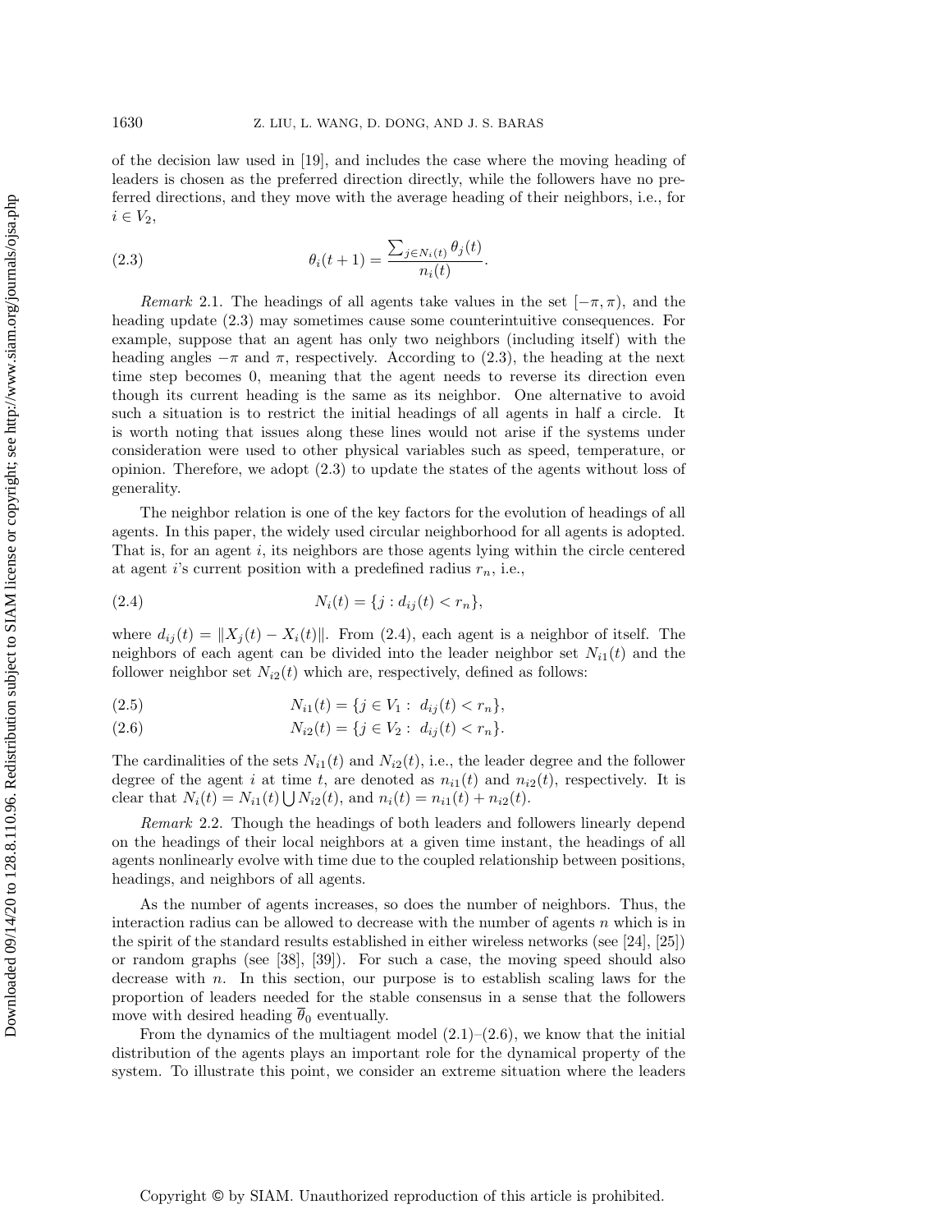of the decision law used in [19], and includes the case where the moving heading of leaders is chosen as the preferred direction directly, while the followers have no preferred directions, and they move with the average heading of their neighbors, i.e., for $i \in V_2$,

$$\theta_i(t+1) = \frac{\sum_{j \in N_i(t)} \theta_j(t)}{n_i(t)}. \tag{2.3}$$

*Remark* 2.1. The headings of all agents take values in the set $[-\pi, \pi)$, and the heading update (2.3) may sometimes cause some counterintuitive consequences. For example, suppose that an agent has only two neighbors (including itself) with the heading angles $-\pi$ and $\pi$, respectively. According to (2.3), the heading at the next time step becomes 0, meaning that the agent needs to reverse its direction even though its current heading is the same as its neighbor. One alternative to avoid such a situation is to restrict the initial headings of all agents in half a circle. It is worth noting that issues along these lines would not arise if the systems under consideration were used to other physical variables such as speed, temperature, or opinion. Therefore, we adopt (2.3) to update the states of the agents without loss of generality.

The neighbor relation is one of the key factors for the evolution of headings of all agents. In this paper, the widely used circular neighborhood for all agents is adopted. That is, for an agent $i$, its neighbors are those agents lying within the circle centered at agent $i$'s current position with a predefined radius $r_n$, i.e.,

$$N_i(t) = \{j : d_{ij}(t) < r_n\}, \tag{2.4}$$

where $d_{ij}(t) = \|X_j(t) - X_i(t)\|$. From (2.4), each agent is a neighbor of itself. The neighbors of each agent can be divided into the leader neighbor set $N_{i1}(t)$ and the follower neighbor set $N_{i2}(t)$ which are, respectively, defined as follows:

$$N_{i1}(t) = \{j \in V_1 : \; d_{ij}(t) < r_n\}, \tag{2.5}$$

$$N_{i2}(t) = \{j \in V_2 : \; d_{ij}(t) < r_n\}. \tag{2.6}$$

The cardinalities of the sets $N_{i1}(t)$ and $N_{i2}(t)$, i.e., the leader degree and the follower degree of the agent $i$ at time $t$, are denoted as $n_{i1}(t)$ and $n_{i2}(t)$, respectively. It is clear that $N_i(t) = N_{i1}(t) \bigcup N_{i2}(t)$, and $n_i(t) = n_{i1}(t) + n_{i2}(t)$.

*Remark* 2.2. Though the headings of both leaders and followers linearly depend on the headings of their local neighbors at a given time instant, the headings of all agents nonlinearly evolve with time due to the coupled relationship between positions, headings, and neighbors of all agents.

As the number of agents increases, so does the number of neighbors. Thus, the interaction radius can be allowed to decrease with the number of agents $n$ which is in the spirit of the standard results established in either wireless networks (see [24], [25]) or random graphs (see [38], [39]). For such a case, the moving speed should also decrease with $n$. In this section, our purpose is to establish scaling laws for the proportion of leaders needed for the stable consensus in a sense that the followers move with desired heading $\overline{\theta}_0$ eventually.

From the dynamics of the multiagent model (2.1)–(2.6), we know that the initial distribution of the agents plays an important role for the dynamical property of the system. To illustrate this point, we consider an extreme situation where the leaders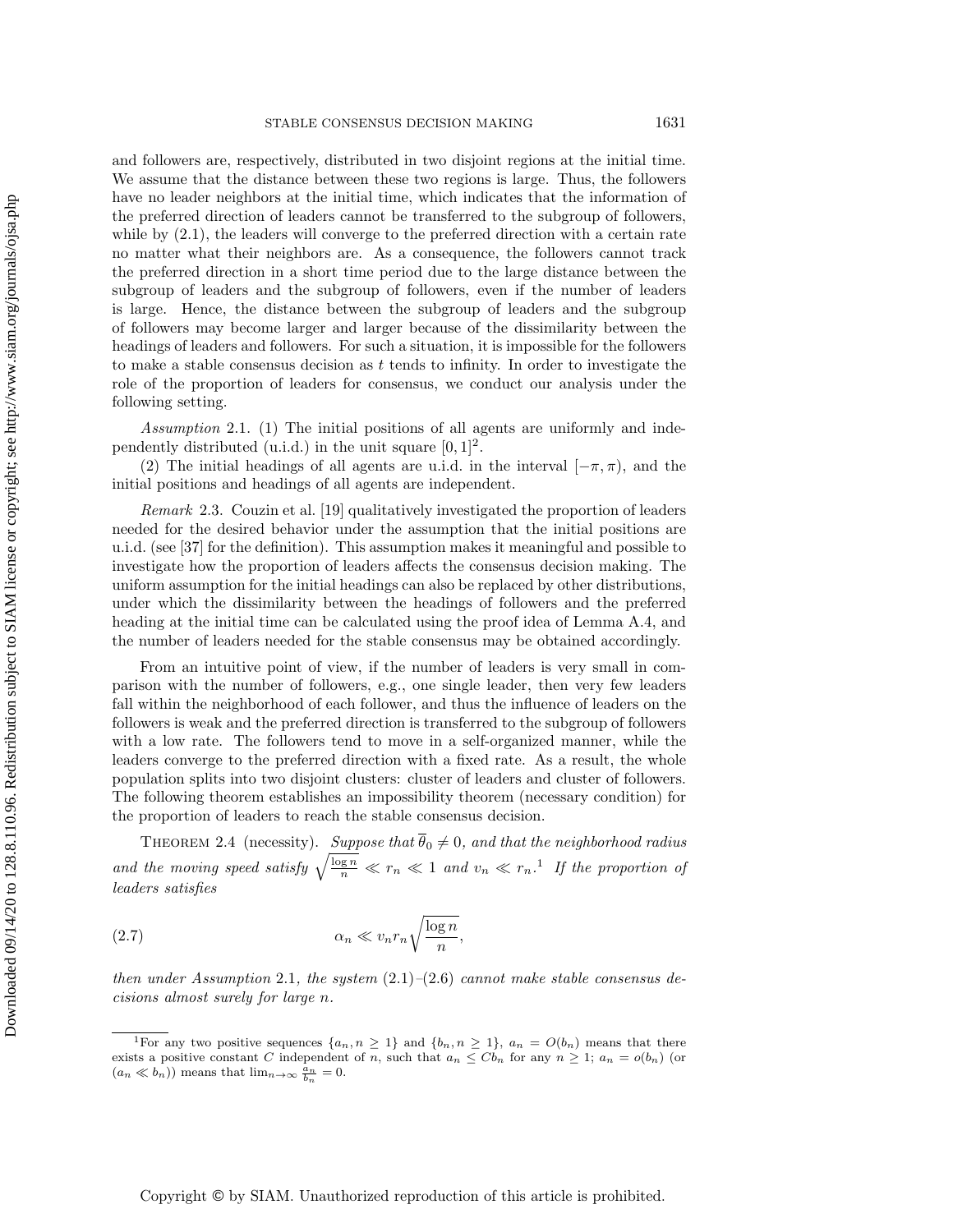and followers are, respectively, distributed in two disjoint regions at the initial time. We assume that the distance between these two regions is large. Thus, the followers have no leader neighbors at the initial time, which indicates that the information of the preferred direction of leaders cannot be transferred to the subgroup of followers, while by (2.1), the leaders will converge to the preferred direction with a certain rate no matter what their neighbors are. As a consequence, the followers cannot track the preferred direction in a short time period due to the large distance between the subgroup of leaders and the subgroup of followers, even if the number of leaders is large. Hence, the distance between the subgroup of leaders and the subgroup of followers may become larger and larger because of the dissimilarity between the headings of leaders and followers. For such a situation, it is impossible for the followers to make a stable consensus decision as $t$ tends to infinity. In order to investigate the role of the proportion of leaders for consensus, we conduct our analysis under the following setting.

*Assumption* 2.1. (1) The initial positions of all agents are uniformly and independently distributed (u.i.d.) in the unit square $[0,1]^2$.

(2) The initial headings of all agents are u.i.d. in the interval $[-\pi,\pi)$, and the initial positions and headings of all agents are independent.

*Remark* 2.3. Couzin et al. [19] qualitatively investigated the proportion of leaders needed for the desired behavior under the assumption that the initial positions are u.i.d. (see [37] for the definition). This assumption makes it meaningful and possible to investigate how the proportion of leaders affects the consensus decision making. The uniform assumption for the initial headings can also be replaced by other distributions, under which the dissimilarity between the headings of followers and the preferred heading at the initial time can be calculated using the proof idea of Lemma A.4, and the number of leaders needed for the stable consensus may be obtained accordingly.

From an intuitive point of view, if the number of leaders is very small in comparison with the number of followers, e.g., one single leader, then very few leaders fall within the neighborhood of each follower, and thus the influence of leaders on the followers is weak and the preferred direction is transferred to the subgroup of followers with a low rate. The followers tend to move in a self-organized manner, while the leaders converge to the preferred direction with a fixed rate. As a result, the whole population splits into two disjoint clusters: cluster of leaders and cluster of followers. The following theorem establishes an impossibility theorem (necessary condition) for the proportion of leaders to reach the stable consensus decision.

THEOREM 2.4 (necessity). *Suppose that $\overline{\theta}_0 \neq 0$, and that the neighborhood radius and the moving speed satisfy $\sqrt{\frac{\log n}{n}} \ll r_n \ll 1$ and $v_n \ll r_n$.*[1] *If the proportion of leaders satisfies*

$$\alpha_n \ll v_n r_n \sqrt{\frac{\log n}{n}}, \tag{2.7}$$

*then under Assumption 2.1, the system (2.1)–(2.6) cannot make stable consensus decisions almost surely for large $n$.*

[1] For any two positive sequences $\{a_n, n \geq 1\}$ and $\{b_n, n \geq 1\}$, $a_n = O(b_n)$ means that there exists a positive constant $C$ independent of $n$, such that $a_n \leq C b_n$ for any $n \geq 1$; $a_n = o(b_n)$ (or $(a_n \ll b_n)$) means that $\lim_{n\to\infty} \frac{a_n}{b_n} = 0$.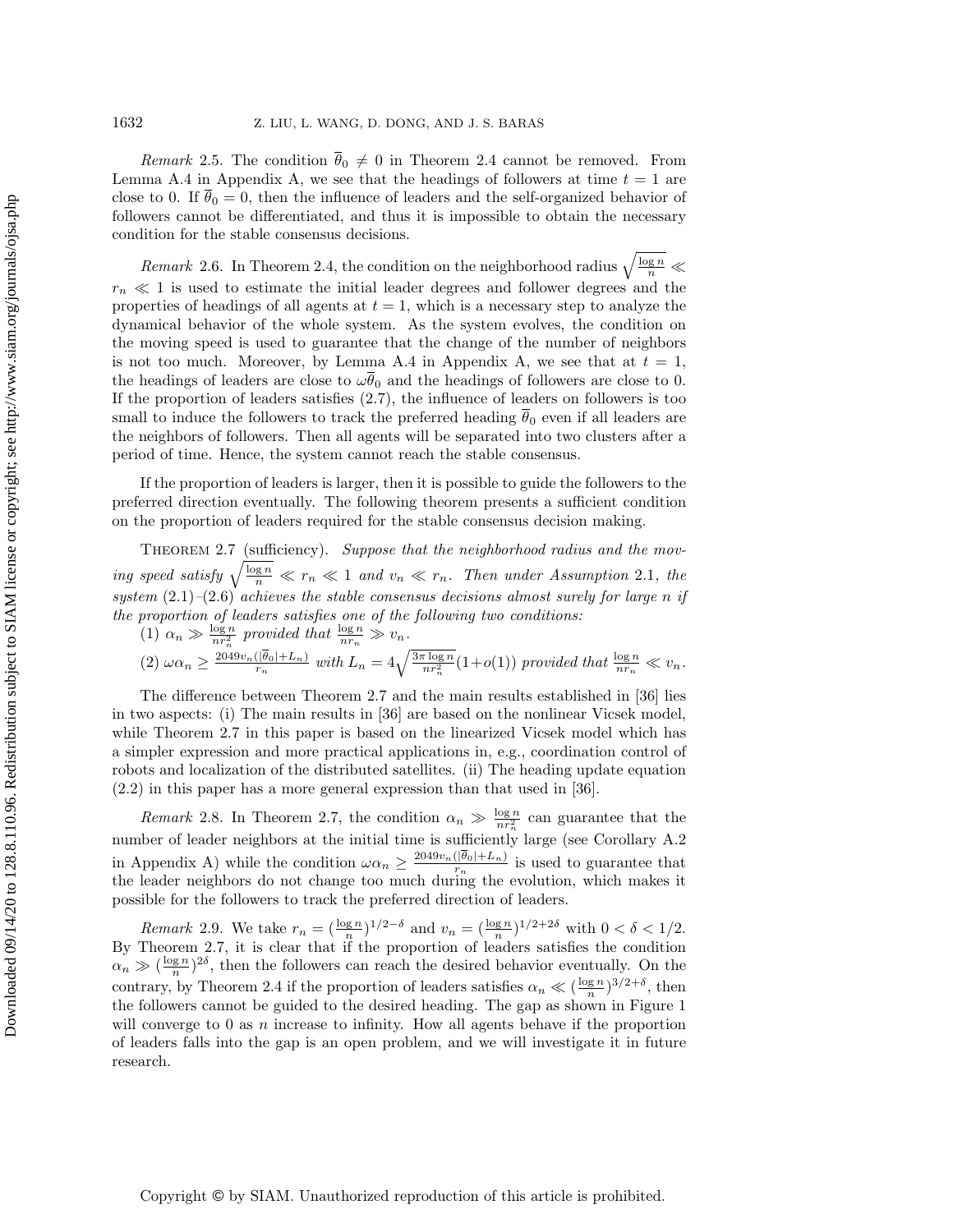*Remark* 2.5. The condition $\overline{\theta}_0 \neq 0$ in Theorem 2.4 cannot be removed. From Lemma A.4 in Appendix A, we see that the headings of followers at time $t = 1$ are close to 0. If $\overline{\theta}_0 = 0$, then the influence of leaders and the self-organized behavior of followers cannot be differentiated, and thus it is impossible to obtain the necessary condition for the stable consensus decisions.

*Remark* 2.6. In Theorem 2.4, the condition on the neighborhood radius $\sqrt{\frac{\log n}{n}} \ll r_n \ll 1$ is used to estimate the initial leader degrees and follower degrees and the properties of headings of all agents at $t = 1$, which is a necessary step to analyze the dynamical behavior of the whole system. As the system evolves, the condition on the moving speed is used to guarantee that the change of the number of neighbors is not too much. Moreover, by Lemma A.4 in Appendix A, we see that at $t = 1$, the headings of leaders are close to $\omega\overline{\theta}_0$ and the headings of followers are close to 0. If the proportion of leaders satisfies (2.7), the influence of leaders on followers is too small to induce the followers to track the preferred heading $\overline{\theta}_0$ even if all leaders are the neighbors of followers. Then all agents will be separated into two clusters after a period of time. Hence, the system cannot reach the stable consensus.

If the proportion of leaders is larger, then it is possible to guide the followers to the preferred direction eventually. The following theorem presents a sufficient condition on the proportion of leaders required for the stable consensus decision making.

Theorem 2.7 (sufficiency). *Suppose that the neighborhood radius and the moving speed satisfy $\sqrt{\frac{\log n}{n}} \ll r_n \ll 1$ and $v_n \ll r_n$. Then under Assumption* 2.1*, the system* (2.1)–(2.6) *achieves the stable consensus decisions almost surely for large $n$ if the proportion of leaders satisfies one of the following two conditions:*

(1) $\alpha_n \gg \frac{\log n}{nr_n^2}$ *provided that* $\frac{\log n}{nr_n} \gg v_n$.

(2) $\omega\alpha_n \geq \frac{2049v_n(|\overline{\theta}_0|+L_n)}{r_n}$ *with* $L_n = 4\sqrt{\frac{3\pi \log n}{nr_n^2}}(1+o(1))$ *provided that* $\frac{\log n}{nr_n} \ll v_n$.

The difference between Theorem 2.7 and the main results established in [36] lies in two aspects: (i) The main results in [36] are based on the nonlinear Vicsek model, while Theorem 2.7 in this paper is based on the linearized Vicsek model which has a simpler expression and more practical applications in, e.g., coordination control of robots and localization of the distributed satellites. (ii) The heading update equation (2.2) in this paper has a more general expression than that used in [36].

*Remark* 2.8. In Theorem 2.7, the condition $\alpha_n \gg \frac{\log n}{nr_n^2}$ can guarantee that the number of leader neighbors at the initial time is sufficiently large (see Corollary A.2 in Appendix A) while the condition $\omega\alpha_n \geq \frac{2049v_n(|\overline{\theta}_0|+L_n)}{r_n}$ is used to guarantee that the leader neighbors do not change too much during the evolution, which makes it possible for the followers to track the preferred direction of leaders.

*Remark* 2.9. We take $r_n = (\frac{\log n}{n})^{1/2-\delta}$ and $v_n = (\frac{\log n}{n})^{1/2+2\delta}$ with $0 < \delta < 1/2$. By Theorem 2.7, it is clear that if the proportion of leaders satisfies the condition $\alpha_n \gg (\frac{\log n}{n})^{2\delta}$, then the followers can reach the desired behavior eventually. On the contrary, by Theorem 2.4 if the proportion of leaders satisfies $\alpha_n \ll (\frac{\log n}{n})^{3/2+\delta}$, then the followers cannot be guided to the desired heading. The gap as shown in Figure 1 will converge to 0 as $n$ increase to infinity. How all agents behave if the proportion of leaders falls into the gap is an open problem, and we will investigate it in future research.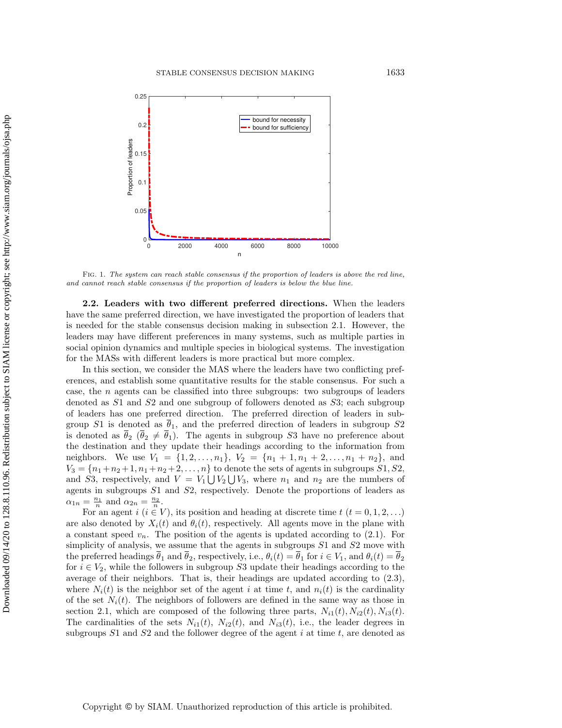Fig. 1. *The system can reach stable consensus if the proportion of leaders is above the red line, and cannot reach stable consensus if the proportion of leaders is below the blue line.*

**2.2. Leaders with two different preferred directions.** When the leaders have the same preferred direction, we have investigated the proportion of leaders that is needed for the stable consensus decision making in subsection 2.1. However, the leaders may have different preferences in many systems, such as multiple parties in social opinion dynamics and multiple species in biological systems. The investigation for the MASs with different leaders is more practical but more complex.

In this section, we consider the MAS where the leaders have two conflicting preferences, and establish some quantitative results for the stable consensus. For such a case, the $n$ agents can be classified into three subgroups: two subgroups of leaders denoted as $S1$ and $S2$ and one subgroup of followers denoted as $S3$; each subgroup of leaders has one preferred direction. The preferred direction of leaders in subgroup $S1$ is denoted as $\overline{\theta}_1$, and the preferred direction of leaders in subgroup $S2$ is denoted as $\overline{\theta}_2$ ($\overline{\theta}_2 \neq \overline{\theta}_1$). The agents in subgroup $S3$ have no preference about the destination and they update their headings according to the information from neighbors. We use $V_1 = \{1, 2, \ldots, n_1\}$, $V_2 = \{n_1 + 1, n_1 + 2, \ldots, n_1 + n_2\}$, and $V_3 = \{n_1 + n_2 + 1, n_1 + n_2 + 2, \ldots, n\}$ to denote the sets of agents in subgroups $S1, S2$, and $S3$, respectively, and $V = V_1 \bigcup V_2 \bigcup V_3$, where $n_1$ and $n_2$ are the numbers of agents in subgroups $S1$ and $S2$, respectively. Denote the proportions of leaders as $\alpha_{1n} = \frac{n_1}{n}$ and $\alpha_{2n} = \frac{n_2}{n}$.

For an agent $i$ ($i \in V$), its position and heading at discrete time $t$ ($t = 0, 1, 2, \ldots$) are also denoted by $X_i(t)$ and $\theta_i(t)$, respectively. All agents move in the plane with a constant speed $v_n$. The position of the agents is updated according to (2.1). For simplicity of analysis, we assume that the agents in subgroups $S1$ and $S2$ move with the preferred headings $\overline{\theta}_1$ and $\overline{\theta}_2$, respectively, i.e., $\theta_i(t) = \overline{\theta}_1$ for $i \in V_1$, and $\theta_i(t) = \overline{\theta}_2$ for $i \in V_2$, while the followers in subgroup $S3$ update their headings according to the average of their neighbors. That is, their headings are updated according to (2.3), where $N_i(t)$ is the neighbor set of the agent $i$ at time $t$, and $n_i(t)$ is the cardinality of the set $N_i(t)$. The neighbors of followers are defined in the same way as those in section 2.1, which are composed of the following three parts, $N_{i1}(t), N_{i2}(t), N_{i3}(t)$. The cardinalities of the sets $N_{i1}(t)$, $N_{i2}(t)$, and $N_{i3}(t)$, i.e., the leader degrees in subgroups $S1$ and $S2$ and the follower degree of the agent $i$ at time $t$, are denoted as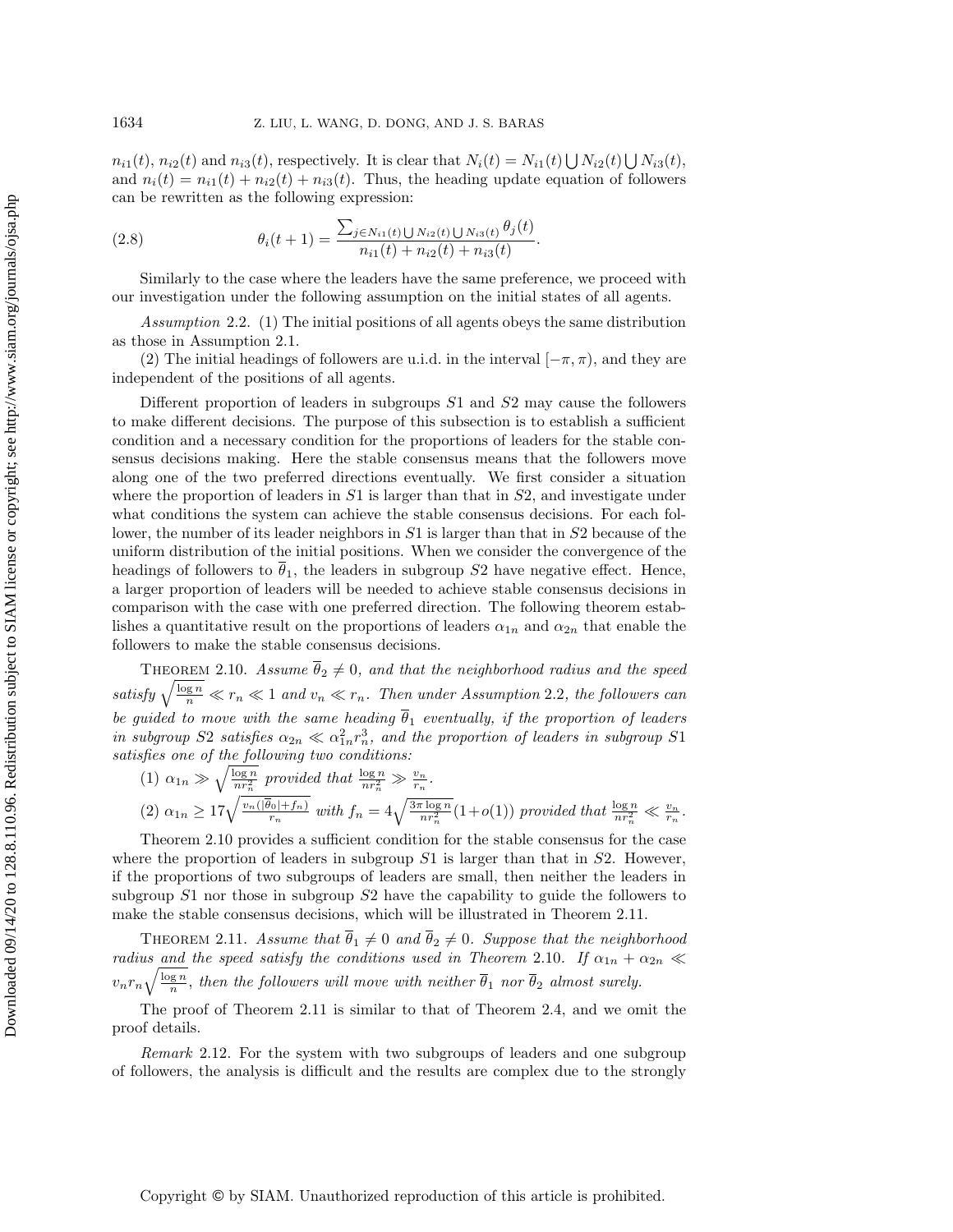$n_{i1}(t)$, $n_{i2}(t)$ and $n_{i3}(t)$, respectively. It is clear that $N_i(t) = N_{i1}(t) \bigcup N_{i2}(t) \bigcup N_{i3}(t)$, and $n_i(t) = n_{i1}(t) + n_{i2}(t) + n_{i3}(t)$. Thus, the heading update equation of followers can be rewritten as the following expression:

$$\theta_i(t+1) = \frac{\sum_{j \in N_{i1}(t) \bigcup N_{i2}(t) \bigcup N_{i3}(t)} \theta_j(t)}{n_{i1}(t) + n_{i2}(t) + n_{i3}(t)}. \tag{2.8}$$

Similarly to the case where the leaders have the same preference, we proceed with our investigation under the following assumption on the initial states of all agents.

*Assumption* 2.2. (1) The initial positions of all agents obeys the same distribution as those in Assumption 2.1.

(2) The initial headings of followers are u.i.d. in the interval $[-\pi, \pi)$, and they are independent of the positions of all agents.

Different proportion of leaders in subgroups $S1$ and $S2$ may cause the followers to make different decisions. The purpose of this subsection is to establish a sufficient condition and a necessary condition for the proportions of leaders for the stable consensus decisions making. Here the stable consensus means that the followers move along one of the two preferred directions eventually. We first consider a situation where the proportion of leaders in $S1$ is larger than that in $S2$, and investigate under what conditions the system can achieve the stable consensus decisions. For each follower, the number of its leader neighbors in $S1$ is larger than that in $S2$ because of the uniform distribution of the initial positions. When we consider the convergence of the headings of followers to $\overline{\theta}_1$, the leaders in subgroup $S2$ have negative effect. Hence, a larger proportion of leaders will be needed to achieve stable consensus decisions in comparison with the case with one preferred direction. The following theorem establishes a quantitative result on the proportions of leaders $\alpha_{1n}$ and $\alpha_{2n}$ that enable the followers to make the stable consensus decisions.

THEOREM 2.10. *Assume $\overline{\theta}_2 \neq 0$, and that the neighborhood radius and the speed satisfy $\sqrt{\frac{\log n}{n}} \ll r_n \ll 1$ and $v_n \ll r_n$. Then under Assumption 2.2, the followers can be guided to move with the same heading $\overline{\theta}_1$ eventually, if the proportion of leaders in subgroup $S2$ satisfies $\alpha_{2n} \ll \alpha_{1n}^2 r_n^3$, and the proportion of leaders in subgroup $S1$ satisfies one of the following two conditions:*

(1) *$\alpha_{1n} \gg \sqrt{\frac{\log n}{nr_n^2}}$ provided that $\frac{\log n}{nr_n^2} \gg \frac{v_n}{r_n}$.*

(2) *$\alpha_{1n} \geq 17\sqrt{\frac{v_n(|\overline{\theta}_0| + f_n)}{r_n}}$ with $f_n = 4\sqrt{\frac{3\pi \log n}{nr_n^2}}(1 + o(1))$ provided that $\frac{\log n}{nr_n^2} \ll \frac{v_n}{r_n}$.*

Theorem 2.10 provides a sufficient condition for the stable consensus for the case where the proportion of leaders in subgroup $S1$ is larger than that in $S2$. However, if the proportions of two subgroups of leaders are small, then neither the leaders in subgroup $S1$ nor those in subgroup $S2$ have the capability to guide the followers to make the stable consensus decisions, which will be illustrated in Theorem 2.11.

THEOREM 2.11. *Assume that $\overline{\theta}_1 \neq 0$ and $\overline{\theta}_2 \neq 0$. Suppose that the neighborhood radius and the speed satisfy the conditions used in Theorem 2.10. If $\alpha_{1n} + \alpha_{2n} \ll v_n r_n \sqrt{\frac{\log n}{n}}$, then the followers will move with neither $\overline{\theta}_1$ nor $\overline{\theta}_2$ almost surely.*

The proof of Theorem 2.11 is similar to that of Theorem 2.4, and we omit the proof details.

*Remark* 2.12. For the system with two subgroups of leaders and one subgroup of followers, the analysis is difficult and the results are complex due to the strongly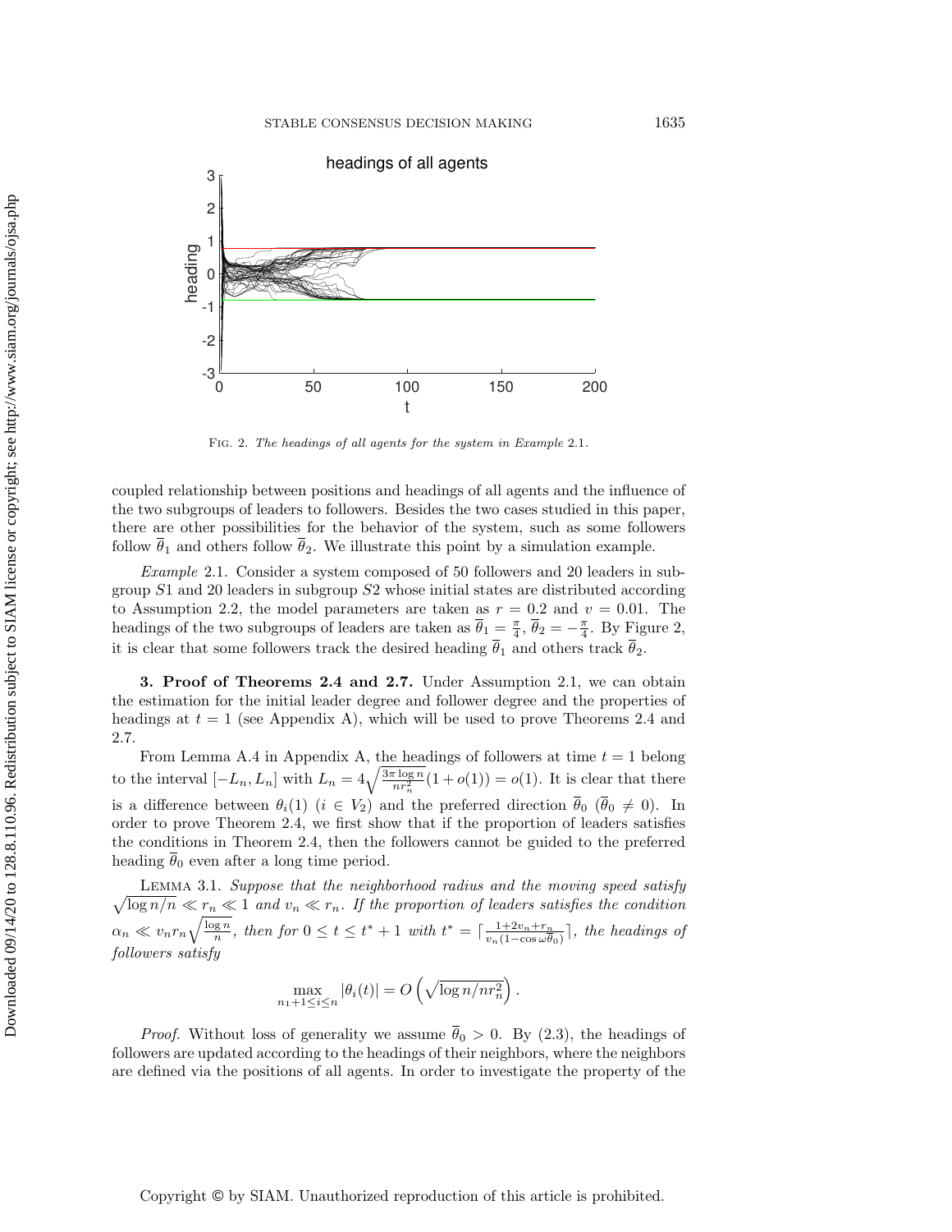Fig. 2. *The headings of all agents for the system in Example* 2.1.

coupled relationship between positions and headings of all agents and the influence of the two subgroups of leaders to followers. Besides the two cases studied in this paper, there are other possibilities for the behavior of the system, such as some followers follow $\overline{\theta}_1$ and others follow $\overline{\theta}_2$. We illustrate this point by a simulation example.

*Example* 2.1. Consider a system composed of 50 followers and 20 leaders in subgroup $S1$ and 20 leaders in subgroup $S2$ whose initial states are distributed according to Assumption 2.2, the model parameters are taken as $r = 0.2$ and $v = 0.01$. The headings of the two subgroups of leaders are taken as $\overline{\theta}_1 = \frac{\pi}{4}$, $\overline{\theta}_2 = -\frac{\pi}{4}$. By Figure 2, it is clear that some followers track the desired heading $\overline{\theta}_1$ and others track $\overline{\theta}_2$.

## 3. Proof of Theorems 2.4 and 2.7.

Under Assumption 2.1, we can obtain the estimation for the initial leader degree and follower degree and the properties of headings at $t = 1$ (see Appendix A), which will be used to prove Theorems 2.4 and 2.7.

From Lemma A.4 in Appendix A, the headings of followers at time $t = 1$ belong to the interval $[-L_n, L_n]$ with $L_n = 4\sqrt{\frac{3\pi \log n}{nr_n^2}}(1 + o(1)) = o(1)$. It is clear that there is a difference between $\theta_i(1)$ $(i \in V_2)$ and the preferred direction $\overline{\theta}_0$ $(\overline{\theta}_0 \neq 0)$. In order to prove Theorem 2.4, we first show that if the proportion of leaders satisfies the conditions in Theorem 2.4, then the followers cannot be guided to the preferred heading $\overline{\theta}_0$ even after a long time period.

Lemma 3.1. *Suppose that the neighborhood radius and the moving speed satisfy* $\sqrt{\log n/n} \ll r_n \ll 1$ *and* $v_n \ll r_n$. *If the proportion of leaders satisfies the condition* $\alpha_n \ll v_n r_n \sqrt{\frac{\log n}{n}}$, *then for* $0 \le t \le t^* + 1$ *with* $t^* = \lceil \frac{1+2v_n+r_n}{v_n(1-\cos \omega\overline{\theta}_0)} \rceil$, *the headings of followers satisfy*

$$\max_{n_1+1 \le i \le n} |\theta_i(t)| = O\left(\sqrt{\log n/nr_n^2}\right).$$

*Proof.* Without loss of generality we assume $\overline{\theta}_0 > 0$. By (2.3), the headings of followers are updated according to the headings of their neighbors, where the neighbors are defined via the positions of all agents. In order to investigate the property of the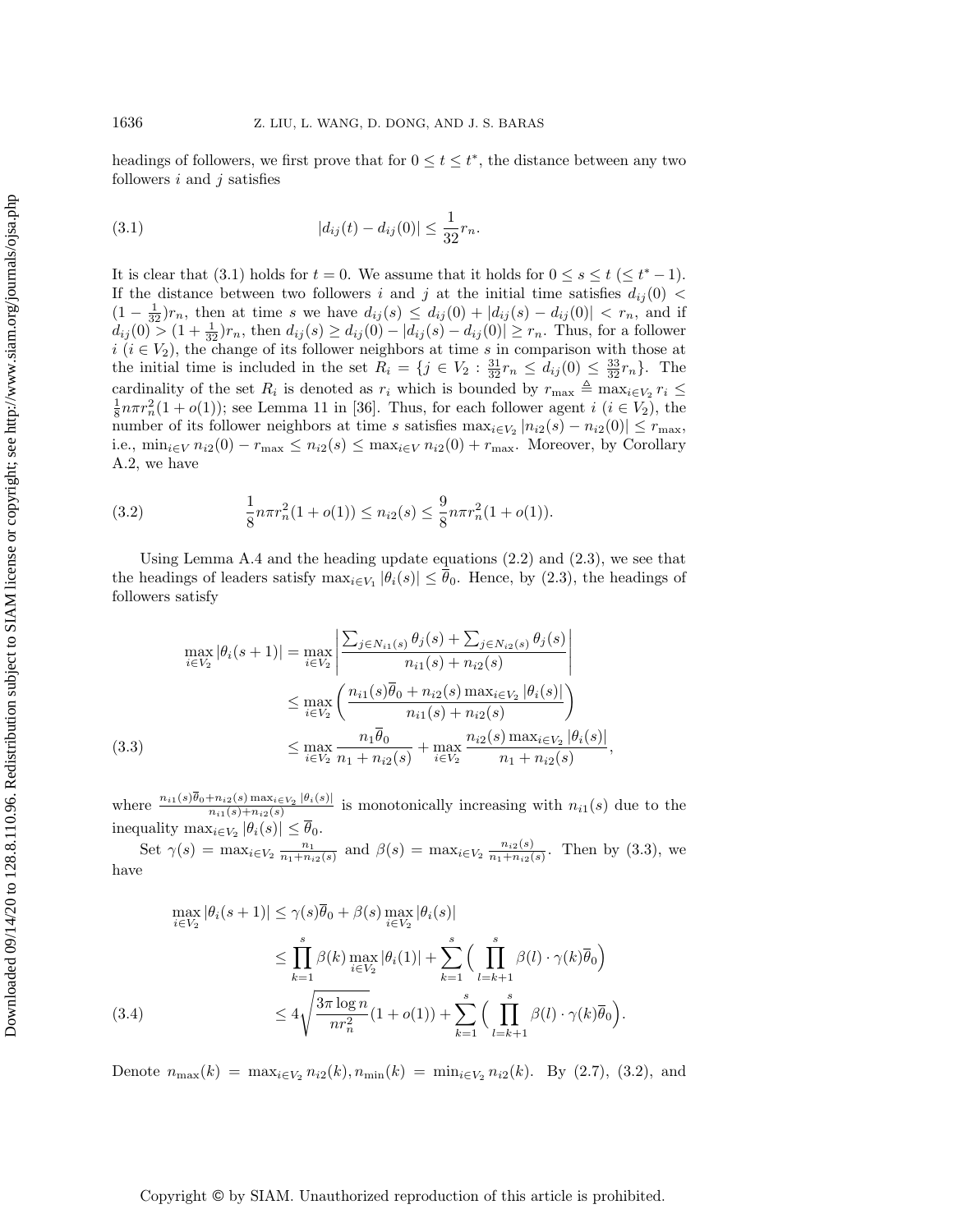headings of followers, we first prove that for $0 \le t \le t^*$, the distance between any two followers $i$ and $j$ satisfies

$$|d_{ij}(t) - d_{ij}(0)| \le \frac{1}{32} r_n. \tag{3.1}$$

It is clear that (3.1) holds for $t = 0$. We assume that it holds for $0 \le s \le t\ (\le t^* - 1)$. If the distance between two followers $i$ and $j$ at the initial time satisfies $d_{ij}(0) < (1 - \frac{1}{32}) r_n$, then at time $s$ we have $d_{ij}(s) \le d_{ij}(0) + |d_{ij}(s) - d_{ij}(0)| < r_n$, and if $d_{ij}(0) > (1 + \frac{1}{32}) r_n$, then $d_{ij}(s) \ge d_{ij}(0) - |d_{ij}(s) - d_{ij}(0)| \ge r_n$. Thus, for a follower $i$ ($i \in V_2$), the change of its follower neighbors at time $s$ in comparison with those at the initial time is included in the set $R_i = \{j \in V_2 : \frac{31}{32} r_n \le d_{ij}(0) \le \frac{33}{32} r_n\}$. The cardinality of the set $R_i$ is denoted as $r_i$ which is bounded by $r_{\max} \triangleq \max_{i \in V_2} r_i \le \frac{1}{8} n\pi r_n^2 (1 + o(1))$; see Lemma 11 in [36]. Thus, for each follower agent $i$ ($i \in V_2$), the number of its follower neighbors at time $s$ satisfies $\max_{i \in V_2} |n_{i2}(s) - n_{i2}(0)| \le r_{\max}$, i.e., $\min_{i \in V} n_{i2}(0) - r_{\max} \le n_{i2}(s) \le \max_{i \in V} n_{i2}(0) + r_{\max}$. Moreover, by Corollary A.2, we have

$$\frac{1}{8} n\pi r_n^2 (1 + o(1)) \le n_{i2}(s) \le \frac{9}{8} n\pi r_n^2 (1 + o(1)). \tag{3.2}$$

Using Lemma A.4 and the heading update equations (2.2) and (2.3), we see that the headings of leaders satisfy $\max_{i \in V_1} |\theta_i(s)| \le \overline{\theta}_0$. Hence, by (2.3), the headings of followers satisfy

$$\begin{aligned}
\max_{i \in V_2} |\theta_i(s+1)| &= \max_{i \in V_2} \left| \frac{\sum_{j \in N_{i1}(s)} \theta_j(s) + \sum_{j \in N_{i2}(s)} \theta_j(s)}{n_{i1}(s) + n_{i2}(s)} \right| \\
&\le \max_{i \in V_2} \left( \frac{n_{i1}(s)\overline{\theta}_0 + n_{i2}(s) \max_{i \in V_2} |\theta_i(s)|}{n_{i1}(s) + n_{i2}(s)} \right) \\
&\le \max_{i \in V_2} \frac{n_1 \overline{\theta}_0}{n_1 + n_{i2}(s)} + \max_{i \in V_2} \frac{n_{i2}(s) \max_{i \in V_2} |\theta_i(s)|}{n_1 + n_{i2}(s)},
\end{aligned} \tag{3.3}$$

where $\frac{n_{i1}(s)\overline{\theta}_0 + n_{i2}(s) \max_{i \in V_2} |\theta_i(s)|}{n_{i1}(s) + n_{i2}(s)}$ is monotonically increasing with $n_{i1}(s)$ due to the inequality $\max_{i \in V_2} |\theta_i(s)| \le \overline{\theta}_0$.

Set $\gamma(s) = \max_{i \in V_2} \frac{n_1}{n_1 + n_{i2}(s)}$ and $\beta(s) = \max_{i \in V_2} \frac{n_{i2}(s)}{n_1 + n_{i2}(s)}$. Then by (3.3), we have

$$\begin{aligned}
\max_{i \in V_2} |\theta_i(s+1)| &\le \gamma(s)\overline{\theta}_0 + \beta(s) \max_{i \in V_2} |\theta_i(s)| \\
&\le \prod_{k=1}^{s} \beta(k) \max_{i \in V_2} |\theta_i(1)| + \sum_{k=1}^{s} \Big( \prod_{l=k+1}^{s} \beta(l) \cdot \gamma(k)\overline{\theta}_0 \Big) \\
&\le 4\sqrt{\frac{3\pi \log n}{n r_n^2}} (1 + o(1)) + \sum_{k=1}^{s} \Big( \prod_{l=k+1}^{s} \beta(l) \cdot \gamma(k)\overline{\theta}_0 \Big).
\end{aligned} \tag{3.4}$$

Denote $n_{\max}(k) = \max_{i \in V_2} n_{i2}(k), n_{\min}(k) = \min_{i \in V_2} n_{i2}(k)$. By (2.7), (3.2), and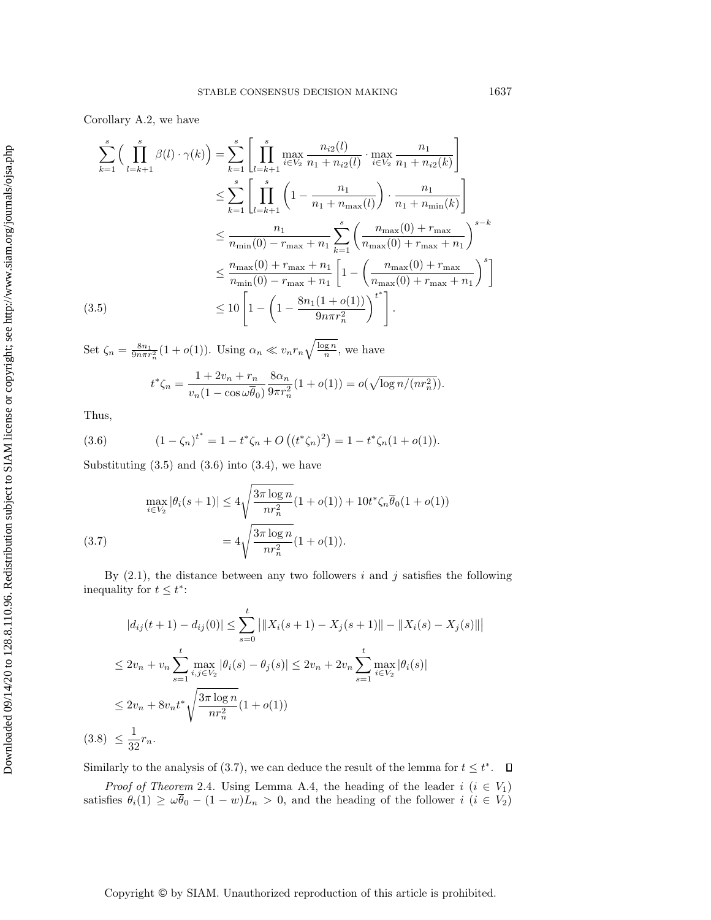Corollary A.2, we have

$$
\begin{aligned}
\sum_{k=1}^{s}\Big(\prod_{l=k+1}^{s}\beta(l)\cdot\gamma(k)\Big) &= \sum_{k=1}^{s}\left[\prod_{l=k+1}^{s}\max_{i\in V_2}\frac{n_{i2}(l)}{n_1+n_{i2}(l)}\cdot\max_{i\in V_2}\frac{n_1}{n_1+n_{i2}(k)}\right]\\
&\le \sum_{k=1}^{s}\left[\prod_{l=k+1}^{s}\left(1-\frac{n_1}{n_1+n_{\max}(l)}\right)\cdot\frac{n_1}{n_1+n_{\min}(k)}\right]\\
&\le \frac{n_1}{n_{\min}(0)-r_{\max}+n_1}\sum_{k=1}^{s}\left(\frac{n_{\max}(0)+r_{\max}}{n_{\max}(0)+r_{\max}+n_1}\right)^{s-k}\\
&\le \frac{n_{\max}(0)+r_{\max}+n_1}{n_{\min}(0)-r_{\max}+n_1}\left[1-\left(\frac{n_{\max}(0)+r_{\max}}{n_{\max}(0)+r_{\max}+n_1}\right)^{s}\right]\\
&\le 10\left[1-\left(1-\frac{8n_1(1+o(1))}{9n\pi r_n^2}\right)^{t^*}\right]. \qquad (3.5)
\end{aligned}
$$

Set $\zeta_n=\frac{8n_1}{9n\pi r_n^2}(1+o(1))$. Using $\alpha_n \ll v_n r_n\sqrt{\frac{\log n}{n}}$, we have

$$
t^*\zeta_n=\frac{1+2v_n+r_n}{v_n(1-\cos\omega\overline{\theta}_0)}\frac{8\alpha_n}{9\pi r_n^2}(1+o(1))=o(\sqrt{\log n/(nr_n^2)}).
$$

Thus,

$$
(1-\zeta_n)^{t^*}=1-t^*\zeta_n+O\left((t^*\zeta_n)^2\right)=1-t^*\zeta_n(1+o(1)). \qquad (3.6)
$$

Substituting (3.5) and (3.6) into (3.4), we have

$$
\begin{aligned}
\max_{i\in V_2}|\theta_i(s+1)| &\le 4\sqrt{\frac{3\pi\log n}{nr_n^2}}(1+o(1))+10t^*\zeta_n\overline{\theta}_0(1+o(1))\\
&= 4\sqrt{\frac{3\pi\log n}{nr_n^2}}(1+o(1)). \qquad (3.7)
\end{aligned}
$$

By (2.1), the distance between any two followers $i$ and $j$ satisfies the following inequality for $t\le t^*$:

$$
\begin{aligned}
|d_{ij}(t+1)-d_{ij}(0)| &\le \sum_{s=0}^{t}\big|\|X_i(s+1)-X_j(s+1)\|-\|X_i(s)-X_j(s)\|\big|\\
&\le 2v_n+v_n\sum_{s=1}^{t}\max_{i,j\in V_2}|\theta_i(s)-\theta_j(s)| \le 2v_n+2v_n\sum_{s=1}^{t}\max_{i\in V_2}|\theta_i(s)|\\
&\le 2v_n+8v_n t^*\sqrt{\frac{3\pi\log n}{nr_n^2}}(1+o(1))\\
&\le \frac{1}{32}r_n. \qquad (3.8)
\end{aligned}
$$

Similarly to the analysis of (3.7), we can deduce the result of the lemma for $t\le t^*$. $\square$

*Proof of Theorem* 2.4. Using Lemma A.4, the heading of the leader $i$ $(i\in V_1)$ satisfies $\theta_i(1)\ge \omega\overline{\theta}_0-(1-w)L_n>0$, and the heading of the follower $i$ $(i\in V_2)$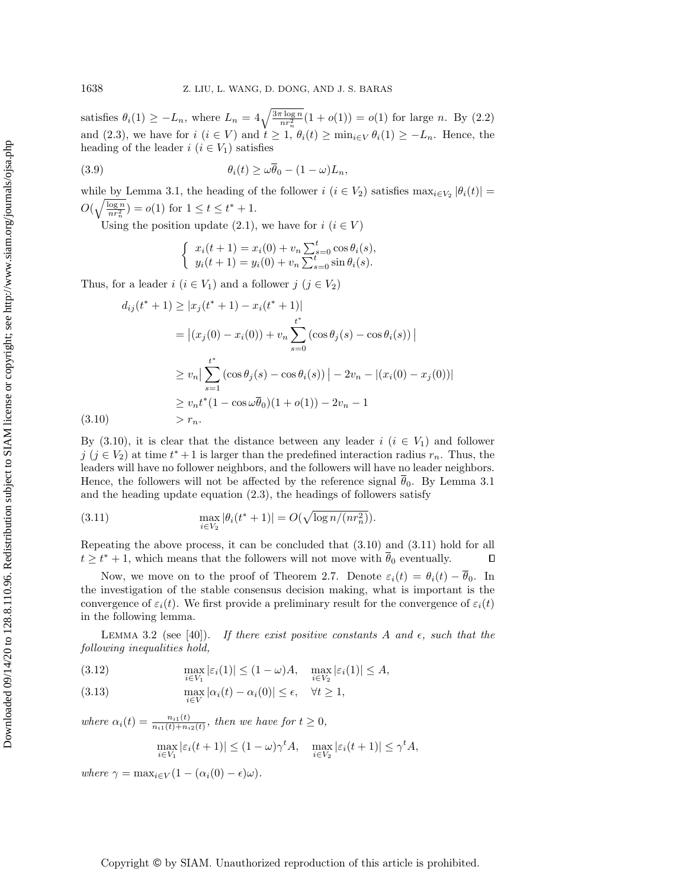satisfies $\theta_i(1) \geq -L_n$, where $L_n = 4\sqrt{\frac{3\pi \log n}{nr_n^2}}(1+o(1)) = o(1)$ for large $n$. By (2.2) and (2.3), we have for $i$ ($i \in V$) and $t \geq 1$, $\theta_i(t) \geq \min_{i\in V} \theta_i(1) \geq -L_n$. Hence, the heading of the leader $i$ ($i \in V_1$) satisfies

$$\theta_i(t) \geq \omega\overline{\theta}_0 - (1-\omega)L_n, \tag{3.9}$$

while by Lemma 3.1, the heading of the follower $i$ ($i \in V_2$) satisfies $\max_{i\in V_2} |\theta_i(t)| = O(\sqrt{\frac{\log n}{nr_n^2}}) = o(1)$ for $1 \leq t \leq t^* + 1$.

Using the position update (2.1), we have for $i$ ($i \in V$)

$$\begin{cases} x_i(t+1) = x_i(0) + v_n \sum_{s=0}^{t} \cos\theta_i(s), \\ y_i(t+1) = y_i(0) + v_n \sum_{s=0}^{t} \sin\theta_i(s). \end{cases}$$

Thus, for a leader $i$ ($i \in V_1$) and a follower $j$ ($j \in V_2$)

$$\begin{aligned} d_{ij}(t^*+1) &\geq |x_j(t^*+1) - x_i(t^*+1)| \\ &= \big|(x_j(0) - x_i(0)) + v_n \sum_{s=0}^{t^*} (\cos\theta_j(s) - \cos\theta_i(s))\,\big| \\ &\geq v_n\big|\sum_{s=1}^{t^*} (\cos\theta_j(s) - \cos\theta_i(s))\,\big| - 2v_n - |(x_i(0) - x_j(0))| \\ &\geq v_n t^*(1-\cos\omega\overline{\theta}_0)(1+o(1)) - 2v_n - 1 \\ &> r_n. \end{aligned} \tag{3.10}$$

By (3.10), it is clear that the distance between any leader $i$ ($i \in V_1$) and follower $j$ ($j \in V_2$) at time $t^*+1$ is larger than the predefined interaction radius $r_n$. Thus, the leaders will have no follower neighbors, and the followers will have no leader neighbors. Hence, the followers will not be affected by the reference signal $\overline{\theta}_0$. By Lemma 3.1 and the heading update equation (2.3), the headings of followers satisfy

$$\max_{i\in V_2} |\theta_i(t^*+1)| = O(\sqrt{\log n/(nr_n^2)}). \tag{3.11}$$

Repeating the above process, it can be concluded that (3.10) and (3.11) hold for all $t \geq t^*+1$, which means that the followers will not move with $\overline{\theta}_0$ eventually. ∎

Now, we move on to the proof of Theorem 2.7. Denote $\varepsilon_i(t) = \theta_i(t) - \overline{\theta}_0$. In the investigation of the stable consensus decision making, what is important is the convergence of $\varepsilon_i(t)$. We first provide a preliminary result for the convergence of $\varepsilon_i(t)$ in the following lemma.

Lemma 3.2 (see [40]). *If there exist positive constants $A$ and $\epsilon$, such that the following inequalities hold,*

$$\max_{i\in V_1} |\varepsilon_i(1)| \leq (1-\omega)A, \quad \max_{i\in V_2} |\varepsilon_i(1)| \leq A, \tag{3.12}$$

$$\max_{i\in V} |\alpha_i(t) - \alpha_i(0)| \leq \epsilon, \quad \forall t \geq 1, \tag{3.13}$$

*where $\alpha_i(t) = \frac{n_{i1}(t)}{n_{i1}(t)+n_{i2}(t)}$, then we have for $t \geq 0$,*

$$\max_{i\in V_1} |\varepsilon_i(t+1)| \leq (1-\omega)\gamma^t A, \quad \max_{i\in V_2} |\varepsilon_i(t+1)| \leq \gamma^t A,$$

*where $\gamma = \max_{i\in V}(1 - (\alpha_i(0) - \epsilon)\omega)$.*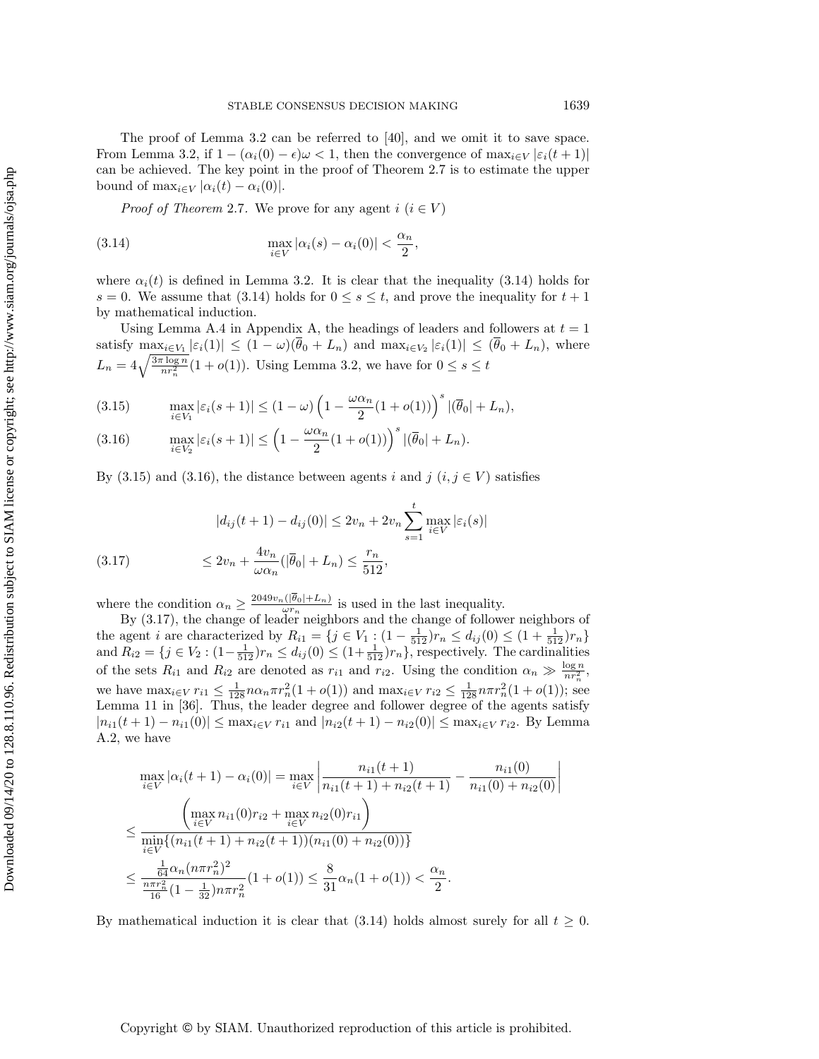The proof of Lemma 3.2 can be referred to [40], and we omit it to save space. From Lemma 3.2, if $1 - (\alpha_i(0) - \epsilon)\omega < 1$, then the convergence of $\max_{i \in V} |\varepsilon_i(t+1)|$ can be achieved. The key point in the proof of Theorem 2.7 is to estimate the upper bound of $\max_{i \in V} |\alpha_i(t) - \alpha_i(0)|$.

*Proof of Theorem* 2.7. We prove for any agent $i$ $(i \in V)$

$$\max_{i \in V} |\alpha_i(s) - \alpha_i(0)| < \frac{\alpha_n}{2}, \tag{3.14}$$

where $\alpha_i(t)$ is defined in Lemma 3.2. It is clear that the inequality (3.14) holds for $s = 0$. We assume that (3.14) holds for $0 \leq s \leq t$, and prove the inequality for $t+1$ by mathematical induction.

Using Lemma A.4 in Appendix A, the headings of leaders and followers at $t = 1$ satisfy $\max_{i \in V_1} |\varepsilon_i(1)| \leq (1 - \omega)(\overline{\theta}_0 + L_n)$ and $\max_{i \in V_2} |\varepsilon_i(1)| \leq (\overline{\theta}_0 + L_n)$, where $L_n = 4\sqrt{\frac{3\pi \log n}{n r_n^2}}(1 + o(1))$. Using Lemma 3.2, we have for $0 \leq s \leq t$

$$\max_{i \in V_1} |\varepsilon_i(s+1)| \leq (1 - \omega)\left(1 - \frac{\omega \alpha_n}{2}(1 + o(1))\right)^s |(\overline{\theta}_0| + L_n), \tag{3.15}$$

$$\max_{i \in V_2} |\varepsilon_i(s+1)| \leq \left(1 - \frac{\omega \alpha_n}{2}(1 + o(1))\right)^s |(\overline{\theta}_0| + L_n). \tag{3.16}$$

By (3.15) and (3.16), the distance between agents $i$ and $j$ $(i, j \in V)$ satisfies

$$\begin{aligned}
|d_{ij}(t+1) - d_{ij}(0)| &\leq 2v_n + 2v_n \sum_{s=1}^{t} \max_{i \in V} |\varepsilon_i(s)| \\
&\leq 2v_n + \frac{4v_n}{\omega \alpha_n}(|\overline{\theta}_0| + L_n) \leq \frac{r_n}{512},
\end{aligned} \tag{3.17}$$

where the condition $\alpha_n \geq \frac{2049 v_n (|\overline{\theta}_0| + L_n)}{\omega r_n}$ is used in the last inequality.

By (3.17), the change of leader neighbors and the change of follower neighbors of the agent $i$ are characterized by $R_{i1} = \{j \in V_1 : (1 - \frac{1}{512})r_n \leq d_{ij}(0) \leq (1 + \frac{1}{512})r_n\}$ and $R_{i2} = \{j \in V_2 : (1 - \frac{1}{512})r_n \leq d_{ij}(0) \leq (1 + \frac{1}{512})r_n\}$, respectively. The cardinalities of the sets $R_{i1}$ and $R_{i2}$ are denoted as $r_{i1}$ and $r_{i2}$. Using the condition $\alpha_n \gg \frac{\log n}{n r_n^2}$, we have $\max_{i \in V} r_{i1} \leq \frac{1}{128} n \alpha_n \pi r_n^2 (1 + o(1))$ and $\max_{i \in V} r_{i2} \leq \frac{1}{128} n \pi r_n^2 (1 + o(1))$; see Lemma 11 in [36]. Thus, the leader degree and follower degree of the agents satisfy $|n_{i1}(t+1) - n_{i1}(0)| \leq \max_{i \in V} r_{i1}$ and $|n_{i2}(t+1) - n_{i2}(0)| \leq \max_{i \in V} r_{i2}$. By Lemma A.2, we have

$$\begin{aligned}
&\max_{i \in V} |\alpha_i(t+1) - \alpha_i(0)| = \max_{i \in V} \left| \frac{n_{i1}(t+1)}{n_{i1}(t+1) + n_{i2}(t+1)} - \frac{n_{i1}(0)}{n_{i1}(0) + n_{i2}(0)} \right| \\
&\leq \frac{\left(\max_{i \in V} n_{i1}(0) r_{i2} + \max_{i \in V} n_{i2}(0) r_{i1}\right)}{\min_{i \in V}\{(n_{i1}(t+1) + n_{i2}(t+1))(n_{i1}(0) + n_{i2}(0))\}} \\
&\leq \frac{\frac{1}{64}\alpha_n (n\pi r_n^2)^2}{\frac{n\pi r_n^2}{16}(1 - \frac{1}{32}) n\pi r_n^2}(1 + o(1)) \leq \frac{8}{31}\alpha_n(1 + o(1)) < \frac{\alpha_n}{2}.
\end{aligned}$$

By mathematical induction it is clear that (3.14) holds almost surely for all $t \geq 0$.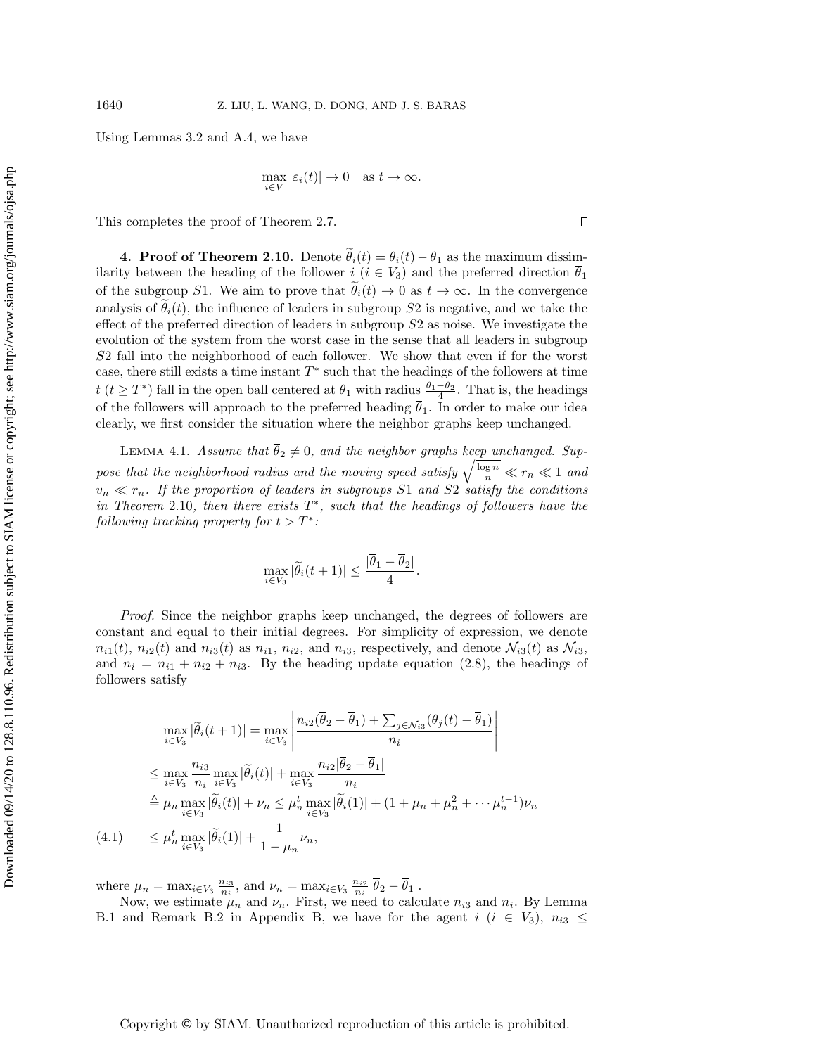Using Lemmas 3.2 and A.4, we have

$$\max_{i \in V} |\varepsilon_i(t)| \to 0 \quad \text{as } t \to \infty.$$

This completes the proof of Theorem 2.7. $\square$

## 4. Proof of Theorem 2.10.

Denote $\widetilde{\theta}_i(t) = \theta_i(t) - \overline{\theta}_1$ as the maximum dissimilarity between the heading of the follower $i$ ($i \in V_3$) and the preferred direction $\overline{\theta}_1$ of the subgroup $S1$. We aim to prove that $\widetilde{\theta}_i(t) \to 0$ as $t \to \infty$. In the convergence analysis of $\widetilde{\theta}_i(t)$, the influence of leaders in subgroup $S2$ is negative, and we take the effect of the preferred direction of leaders in subgroup $S2$ as noise. We investigate the evolution of the system from the worst case in the sense that all leaders in subgroup $S2$ fall into the neighborhood of each follower. We show that even if for the worst case, there still exists a time instant $T^*$ such that the headings of the followers at time $t$ ($t \geq T^*$) fall in the open ball centered at $\overline{\theta}_1$ with radius $\frac{\overline{\theta}_1 - \overline{\theta}_2}{4}$. That is, the headings of the followers will approach to the preferred heading $\overline{\theta}_1$. In order to make our idea clearly, we first consider the situation where the neighbor graphs keep unchanged.

LEMMA 4.1. *Assume that $\overline{\theta}_2 \neq 0$, and the neighbor graphs keep unchanged. Suppose that the neighborhood radius and the moving speed satisfy $\sqrt{\frac{\log n}{n}} \ll r_n \ll 1$ and $v_n \ll r_n$. If the proportion of leaders in subgroups $S1$ and $S2$ satisfy the conditions in Theorem 2.10, then there exists $T^*$, such that the headings of followers have the following tracking property for $t > T^*$:*

$$\max_{i \in V_3} |\widetilde{\theta}_i(t+1)| \leq \frac{|\overline{\theta}_1 - \overline{\theta}_2|}{4}.$$

*Proof.* Since the neighbor graphs keep unchanged, the degrees of followers are constant and equal to their initial degrees. For simplicity of expression, we denote $n_{i1}(t)$, $n_{i2}(t)$ and $n_{i3}(t)$ as $n_{i1}$, $n_{i2}$, and $n_{i3}$, respectively, and denote $\mathcal{N}_{i3}(t)$ as $\mathcal{N}_{i3}$, and $n_i = n_{i1} + n_{i2} + n_{i3}$. By the heading update equation (2.8), the headings of followers satisfy

$$\begin{aligned}
&\max_{i \in V_3} |\widetilde{\theta}_i(t+1)| = \max_{i \in V_3} \left| \frac{n_{i2}(\overline{\theta}_2 - \overline{\theta}_1) + \sum_{j \in \mathcal{N}_{i3}} (\theta_j(t) - \overline{\theta}_1)}{n_i} \right| \\
&\leq \max_{i \in V_3} \frac{n_{i3}}{n_i} \max_{i \in V_3} |\widetilde{\theta}_i(t)| + \max_{i \in V_3} \frac{n_{i2}|\overline{\theta}_2 - \overline{\theta}_1|}{n_i} \\
&\triangleq \mu_n \max_{i \in V_3} |\widetilde{\theta}_i(t)| + \nu_n \leq \mu_n^t \max_{i \in V_3} |\widetilde{\theta}_i(1)| + (1 + \mu_n + \mu_n^2 + \cdots \mu_n^{t-1}) \nu_n \\
&\leq \mu_n^t \max_{i \in V_3} |\widetilde{\theta}_i(1)| + \frac{1}{1 - \mu_n} \nu_n,
\end{aligned} \tag{4.1}$$

where $\mu_n = \max_{i \in V_3} \frac{n_{i3}}{n_i}$, and $\nu_n = \max_{i \in V_3} \frac{n_{i2}}{n_i} |\overline{\theta}_2 - \overline{\theta}_1|$.

Now, we estimate $\mu_n$ and $\nu_n$. First, we need to calculate $n_{i3}$ and $n_i$. By Lemma B.1 and Remark B.2 in Appendix B, we have for the agent $i$ ($i \in V_3$), $n_{i3} \leq$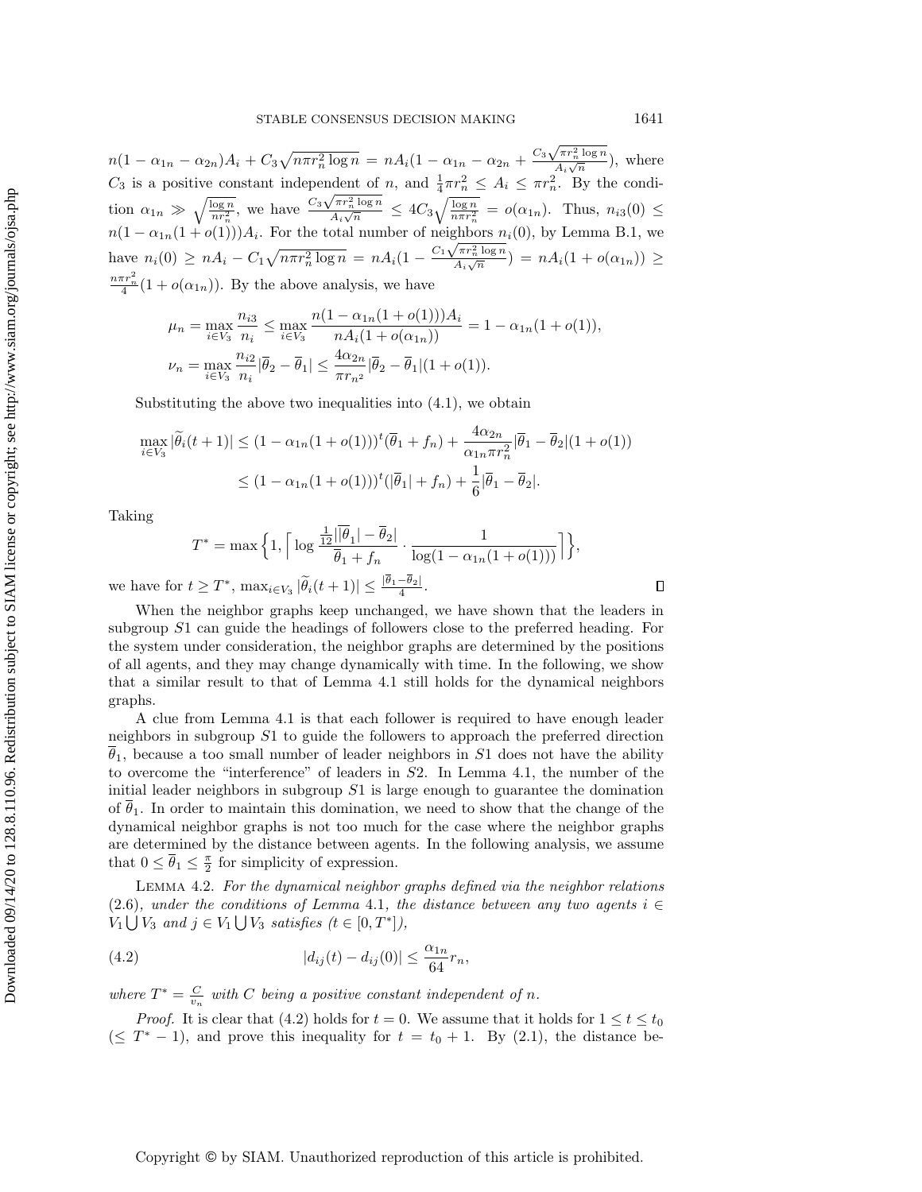$n(1 - \alpha_{1n} - \alpha_{2n})A_i + C_3\sqrt{n\pi r_n^2 \log n} = nA_i(1 - \alpha_{1n} - \alpha_{2n} + \frac{C_3\sqrt{\pi r_n^2 \log n}}{A_i\sqrt{n}})$, where $C_3$ is a positive constant independent of $n$, and $\frac{1}{4}\pi r_n^2 \leq A_i \leq \pi r_n^2$. By the condition $\alpha_{1n} \gg \sqrt{\frac{\log n}{nr_n^2}}$, we have $\frac{C_3\sqrt{\pi r_n^2 \log n}}{A_i\sqrt{n}} \leq 4C_3\sqrt{\frac{\log n}{n\pi r_n^2}} = o(\alpha_{1n})$. Thus, $n_{i3}(0) \leq n(1 - \alpha_{1n}(1 + o(1)))A_i$. For the total number of neighbors $n_i(0)$, by Lemma B.1, we have $n_i(0) \geq nA_i - C_1\sqrt{n\pi r_n^2 \log n} = nA_i(1 - \frac{C_1\sqrt{\pi r_n^2 \log n}}{A_i\sqrt{n}}) = nA_i(1 + o(\alpha_{1n})) \geq \frac{n\pi r_n^2}{4}(1 + o(\alpha_{1n}))$. By the above analysis, we have

$$\mu_n = \max_{i \in V_3} \frac{n_{i3}}{n_i} \leq \max_{i \in V_3} \frac{n(1 - \alpha_{1n}(1 + o(1)))A_i}{nA_i(1 + o(\alpha_{1n}))} = 1 - \alpha_{1n}(1 + o(1)),$$

$$\nu_n = \max_{i \in V_3} \frac{n_{i2}}{n_i}|\overline{\theta}_2 - \overline{\theta}_1| \leq \frac{4\alpha_{2n}}{\pi r_{n^2}}|\overline{\theta}_2 - \overline{\theta}_1|(1 + o(1)).$$

Substituting the above two inequalities into (4.1), we obtain

$$\max_{i \in V_3} |\widetilde{\theta}_i(t+1)| \leq (1 - \alpha_{1n}(1 + o(1)))^t(\overline{\theta}_1 + f_n) + \frac{4\alpha_{2n}}{\alpha_{1n}\pi r_n^2}|\overline{\theta}_1 - \overline{\theta}_2|(1 + o(1))$$
$$\leq (1 - \alpha_{1n}(1 + o(1)))^t(|\overline{\theta}_1| + f_n) + \frac{1}{6}|\overline{\theta}_1 - \overline{\theta}_2|.$$

Taking

$$T^* = \max\Big\{1, \Big\lceil \log \frac{\frac{1}{12}||\overline{\theta}_1| - \overline{\theta}_2|}{\overline{\theta}_1 + f_n} \cdot \frac{1}{\log(1 - \alpha_{1n}(1 + o(1)))}\Big\rceil\Big\},$$

we have for $t \geq T^*$, $\max_{i \in V_3} |\widetilde{\theta}_i(t+1)| \leq \frac{|\overline{\theta}_1 - \overline{\theta}_2|}{4}$. ∎

When the neighbor graphs keep unchanged, we have shown that the leaders in subgroup $S1$ can guide the headings of followers close to the preferred heading. For the system under consideration, the neighbor graphs are determined by the positions of all agents, and they may change dynamically with time. In the following, we show that a similar result to that of Lemma 4.1 still holds for the dynamical neighbors graphs.

A clue from Lemma 4.1 is that each follower is required to have enough leader neighbors in subgroup $S1$ to guide the followers to approach the preferred direction $\overline{\theta}_1$, because a too small number of leader neighbors in $S1$ does not have the ability to overcome the "interference" of leaders in $S2$. In Lemma 4.1, the number of the initial leader neighbors in subgroup $S1$ is large enough to guarantee the domination of $\overline{\theta}_1$. In order to maintain this domination, we need to show that the change of the dynamical neighbor graphs is not too much for the case where the neighbor graphs are determined by the distance between agents. In the following analysis, we assume that $0 \leq \overline{\theta}_1 \leq \frac{\pi}{2}$ for simplicity of expression.

Lemma 4.2. *For the dynamical neighbor graphs defined via the neighbor relations* (2.6)*, under the conditions of Lemma* 4.1*, the distance between any two agents $i \in V_1 \bigcup V_3$ and $j \in V_1 \bigcup V_3$ satisfies ($t \in [0, T^*]$),*

$$|d_{ij}(t) - d_{ij}(0)| \leq \frac{\alpha_{1n}}{64}r_n, \tag{4.2}$$

*where $T^* = \frac{C}{v_n}$ with $C$ being a positive constant independent of $n$.*

*Proof.* It is clear that (4.2) holds for $t = 0$. We assume that it holds for $1 \leq t \leq t_0$ ($\leq T^* - 1$), and prove this inequality for $t = t_0 + 1$. By (2.1), the distance be-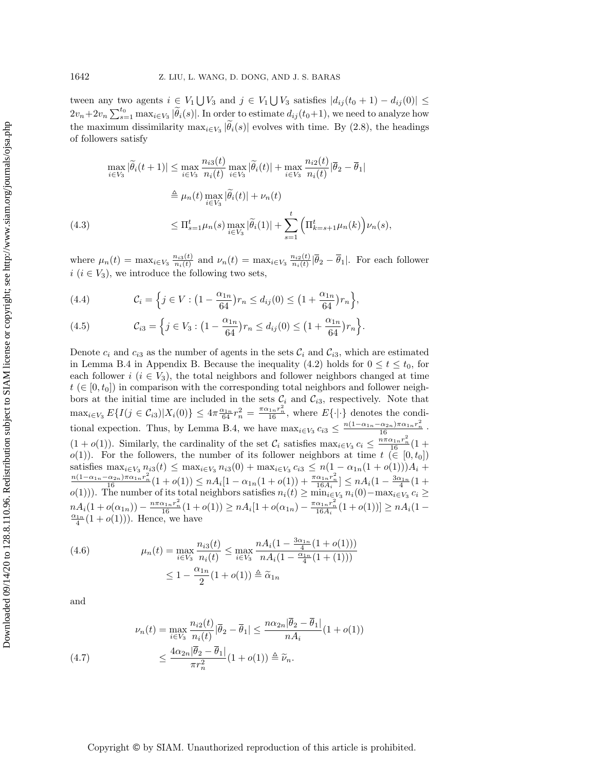tween any two agents $i \in V_1 \bigcup V_3$ and $j \in V_1 \bigcup V_3$ satisfies $|d_{ij}(t_0+1) - d_{ij}(0)| \leq 2v_n + 2v_n \sum_{s=1}^{t_0} \max_{i\in V_3} |\widetilde{\theta}_i(s)|$. In order to estimate $d_{ij}(t_0+1)$, we need to analyze how the maximum dissimilarity $\max_{i\in V_3} |\widetilde{\theta}_i(s)|$ evolves with time. By (2.8), the headings of followers satisfy

$$
\begin{aligned}
\max_{i\in V_3} |\widetilde{\theta}_i(t+1)| &\leq \max_{i\in V_3} \frac{n_{i3}(t)}{n_i(t)} \max_{i\in V_3} |\widetilde{\theta}_i(t)| + \max_{i\in V_3} \frac{n_{i2}(t)}{n_i(t)} |\overline{\theta}_2 - \overline{\theta}_1| \\
&\triangleq \mu_n(t) \max_{i\in V_3} |\widetilde{\theta}_i(t)| + \nu_n(t) \\
&\leq \Pi_{s=1}^t \mu_n(s) \max_{i\in V_3} |\widetilde{\theta}_i(1)| + \sum_{s=1}^t \Big(\Pi_{k=s+1}^t \mu_n(k)\Big) \nu_n(s),
\end{aligned} \tag{4.3}
$$

where $\mu_n(t) = \max_{i\in V_3} \frac{n_{i3}(t)}{n_i(t)}$ and $\nu_n(t) = \max_{i\in V_3} \frac{n_{i2}(t)}{n_i(t)} |\overline{\theta}_2 - \overline{\theta}_1|$. For each follower $i$ ($i \in V_3$), we introduce the following two sets,

$$
\mathcal{C}_i = \Big\{ j \in V : \big(1 - \frac{\alpha_{1n}}{64}\big) r_n \leq d_{ij}(0) \leq \big(1 + \frac{\alpha_{1n}}{64}\big) r_n \Big\}, \tag{4.4}
$$

$$
\mathcal{C}_{i3} = \Big\{ j \in V_3 : \big(1 - \frac{\alpha_{1n}}{64}\big) r_n \leq d_{ij}(0) \leq \big(1 + \frac{\alpha_{1n}}{64}\big) r_n \Big\}. \tag{4.5}
$$

Denote $c_i$ and $c_{i3}$ as the number of agents in the sets $\mathcal{C}_i$ and $\mathcal{C}_{i3}$, which are estimated in Lemma B.4 in Appendix B. Because the inequality (4.2) holds for $0 \leq t \leq t_0$, for each follower $i$ ($i \in V_3$), the total neighbors and follower neighbors changed at time $t$ ($\in [0, t_0]$) in comparison with the corresponding total neighbors and follower neighbors at the initial time are included in the sets $\mathcal{C}_i$ and $\mathcal{C}_{i3}$, respectively. Note that $\max_{i\in V_3} E\{I(j \in \mathcal{C}_{i3}) | X_i(0)\} \leq 4\pi \frac{\alpha_{1n}}{64} r_n^2 = \frac{\pi \alpha_{1n} r_n^2}{16}$, where $E\{\cdot|\cdot\}$ denotes the conditional expection. Thus, by Lemma B.4, we have $\max_{i\in V_3} c_{i3} \leq \frac{n(1-\alpha_{1n}-\alpha_{2n})\pi\alpha_{1n} r_n^2}{16} \cdot (1+o(1))$. Similarly, the cardinality of the set $\mathcal{C}_i$ satisfies $\max_{i\in V_3} c_i \leq \frac{n\pi\alpha_{1n} r_n^2}{16}(1+o(1))$. For the followers, the number of its follower neighbors at time $t$ ($\in [0, t_0]$) satisfies $\max_{i\in V_3} n_{i3}(t) \leq \max_{i\in V_3} n_{i3}(0) + \max_{i\in V_3} c_{i3} \leq n(1 - \alpha_{1n}(1+o(1)))A_i + \frac{n(1-\alpha_{1n}-\alpha_{2n})\pi\alpha_{1n} r_n^2}{16}(1+o(1)) \leq nA_i[1 - \alpha_{1n}(1+o(1)) + \frac{\pi\alpha_{1n} r_n^2}{16A_i}] \leq nA_i(1 - \frac{3\alpha_{1n}}{4}(1+o(1)))$. The number of its total neighbors satisfies $n_i(t) \geq \min_{i\in V_3} n_i(0) - \max_{i\in V_3} c_i \geq nA_i(1+o(\alpha_{1n})) - \frac{n\pi\alpha_{1n} r_n^2}{16}(1+o(1)) \geq nA_i[1+o(\alpha_{1n}) - \frac{\pi\alpha_{1n} r_n^2}{16A_i}(1+o(1))] \geq nA_i(1 - \frac{\alpha_{1n}}{4}(1+o(1)))$. Hence, we have

$$
\begin{aligned}
\mu_n(t) = \max_{i\in V_3} \frac{n_{i3}(t)}{n_i(t)} &\leq \max_{i\in V_3} \frac{nA_i(1 - \frac{3\alpha_{1n}}{4}(1+o(1)))}{nA_i(1 - \frac{\alpha_{1n}}{4}(1+(1)))} \\
&\leq 1 - \frac{\alpha_{1n}}{2}(1+o(1)) \triangleq \widetilde{\alpha}_{1n}
\end{aligned} \tag{4.6}
$$

and

$$
\begin{aligned}
\nu_n(t) = \max_{i\in V_3} \frac{n_{i2}(t)}{n_i(t)} |\overline{\theta}_2 - \overline{\theta}_1| &\leq \frac{n\alpha_{2n}|\overline{\theta}_2 - \overline{\theta}_1|}{nA_i}(1+o(1)) \\
&\leq \frac{4\alpha_{2n}|\overline{\theta}_2 - \overline{\theta}_1|}{\pi r_n^2}(1+o(1)) \triangleq \widetilde{\nu}_n.
\end{aligned} \tag{4.7}
$$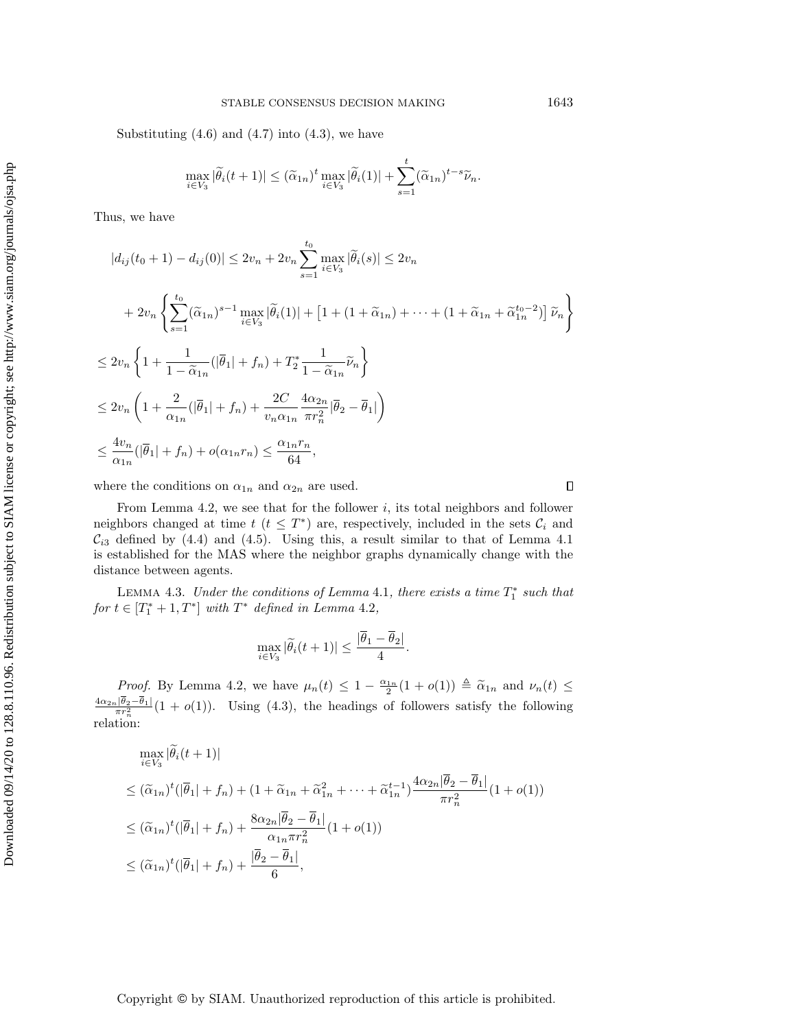Substituting (4.6) and (4.7) into (4.3), we have

$$\max_{i\in V_3}|\widetilde{\theta}_i(t+1)| \le (\widetilde{\alpha}_{1n})^t \max_{i\in V_3}|\widetilde{\theta}_i(1)| + \sum_{s=1}^{t}(\widetilde{\alpha}_{1n})^{t-s}\widetilde{\nu}_n.$$

Thus, we have

$$\begin{aligned}
&|d_{ij}(t_0+1) - d_{ij}(0)| \le 2v_n + 2v_n \sum_{s=1}^{t_0} \max_{i\in V_3}|\widetilde{\theta}_i(s)| \le 2v_n \\
&\quad + 2v_n \left\{ \sum_{s=1}^{t_0} (\widetilde{\alpha}_{1n})^{s-1} \max_{i\in V_3}|\widetilde{\theta}_i(1)| + \left[1 + (1+\widetilde{\alpha}_{1n}) + \cdots + (1+\widetilde{\alpha}_{1n} + \widetilde{\alpha}_{1n}^{t_0-2})\right]\widetilde{\nu}_n \right\} \\
&\le 2v_n \left\{ 1 + \frac{1}{1-\widetilde{\alpha}_{1n}}(|\overline{\theta}_1| + f_n) + T_2^* \frac{1}{1-\widetilde{\alpha}_{1n}}\widetilde{\nu}_n \right\} \\
&\le 2v_n \left( 1 + \frac{2}{\alpha_{1n}}(|\overline{\theta}_1| + f_n) + \frac{2C}{v_n\alpha_{1n}} \frac{4\alpha_{2n}}{\pi r_n^2}|\overline{\theta}_2 - \overline{\theta}_1| \right) \\
&\le \frac{4v_n}{\alpha_{1n}}(|\overline{\theta}_1| + f_n) + o(\alpha_{1n}r_n) \le \frac{\alpha_{1n}r_n}{64},
\end{aligned}$$

where the conditions on $\alpha_{1n}$ and $\alpha_{2n}$ are used. ∎

From Lemma 4.2, we see that for the follower $i$, its total neighbors and follower neighbors changed at time $t$ ($t \le T^*$) are, respectively, included in the sets $\mathcal{C}_i$ and $\mathcal{C}_{i3}$ defined by (4.4) and (4.5). Using this, a result similar to that of Lemma 4.1 is established for the MAS where the neighbor graphs dynamically change with the distance between agents.

LEMMA 4.3. *Under the conditions of Lemma* 4.1*, there exists a time* $T_1^*$ *such that for* $t \in [T_1^*+1, T^*]$ *with* $T^*$ *defined in Lemma* 4.2*,*

$$\max_{i\in V_3}|\widetilde{\theta}_i(t+1)| \le \frac{|\overline{\theta}_1 - \overline{\theta}_2|}{4}.$$

*Proof.* By Lemma 4.2, we have $\mu_n(t) \le 1 - \frac{\alpha_{1n}}{2}(1+o(1)) \triangleq \widetilde{\alpha}_{1n}$ and $\nu_n(t) \le \frac{4\alpha_{2n}|\overline{\theta}_2 - \overline{\theta}_1|}{\pi r_n^2}(1+o(1))$. Using (4.3), the headings of followers satisfy the following relation:

$$\begin{aligned}
&\max_{i\in V_3}|\widetilde{\theta}_i(t+1)| \\
&\le (\widetilde{\alpha}_{1n})^t(|\overline{\theta}_1| + f_n) + (1 + \widetilde{\alpha}_{1n} + \widetilde{\alpha}_{1n}^2 + \cdots + \widetilde{\alpha}_{1n}^{t-1})\frac{4\alpha_{2n}|\overline{\theta}_2 - \overline{\theta}_1|}{\pi r_n^2}(1+o(1)) \\
&\le (\widetilde{\alpha}_{1n})^t(|\overline{\theta}_1| + f_n) + \frac{8\alpha_{2n}|\overline{\theta}_2 - \overline{\theta}_1|}{\alpha_{1n}\pi r_n^2}(1+o(1)) \\
&\le (\widetilde{\alpha}_{1n})^t(|\overline{\theta}_1| + f_n) + \frac{|\overline{\theta}_2 - \overline{\theta}_1|}{6},
\end{aligned}$$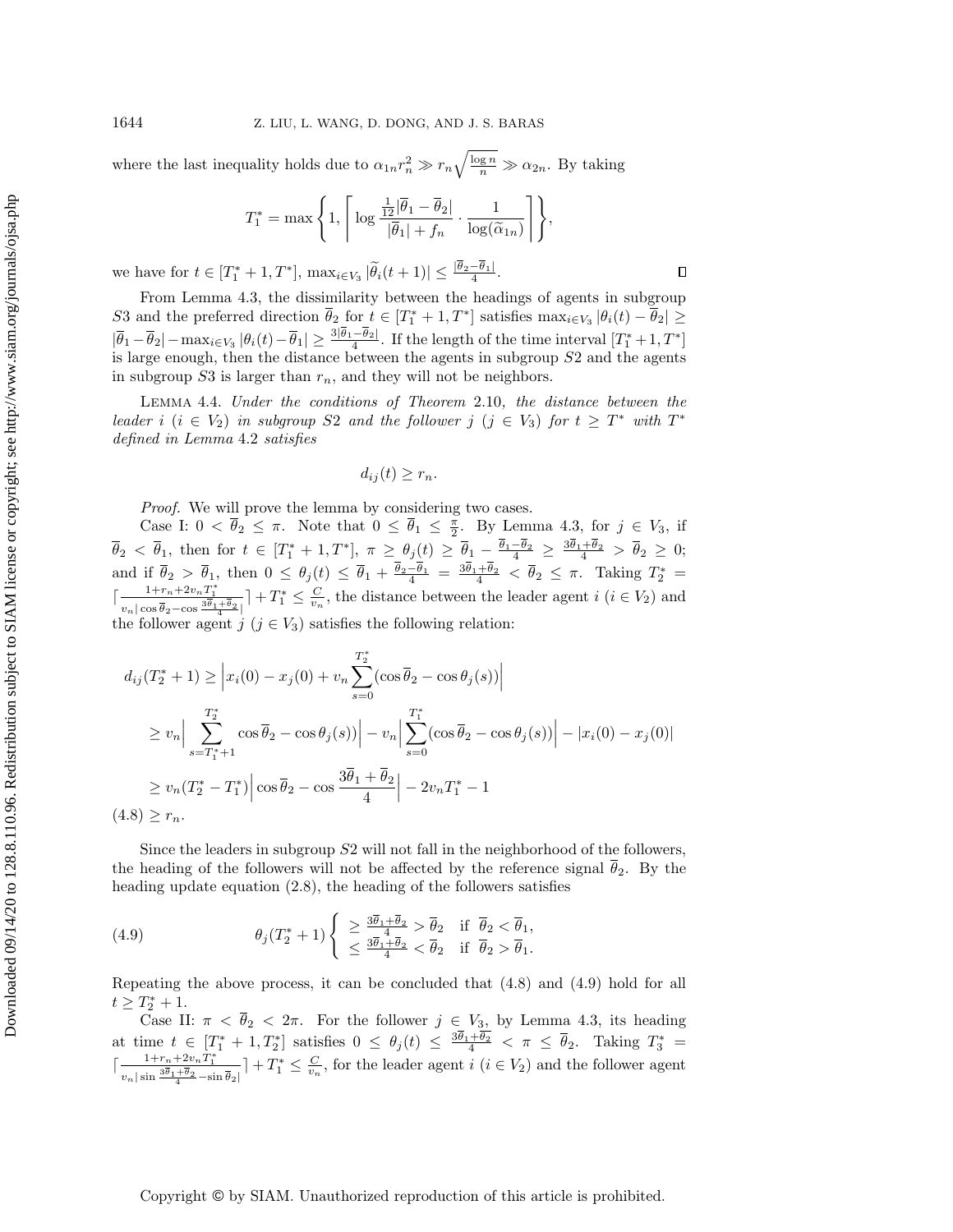where the last inequality holds due to $\alpha_{1n} r_n^2 \gg r_n \sqrt{\frac{\log n}{n}} \gg \alpha_{2n}$. By taking

$$T_1^* = \max\left\{1, \left\lceil \log \frac{\frac{1}{12}|\overline{\theta}_1 - \overline{\theta}_2|}{|\overline{\theta}_1| + f_n} \cdot \frac{1}{\log(\widetilde{\alpha}_{1n})} \right\rceil \right\},$$

we have for $t \in [T_1^* + 1, T^*]$, $\max_{i \in V_3} |\widetilde{\theta}_i(t+1)| \leq \frac{|\overline{\theta}_2 - \overline{\theta}_1|}{4}$. $\square$

From Lemma 4.3, the dissimilarity between the headings of agents in subgroup $S3$ and the preferred direction $\overline{\theta}_2$ for $t \in [T_1^* + 1, T^*]$ satisfies $\max_{i \in V_3} |\theta_i(t) - \overline{\theta}_2| \geq |\overline{\theta}_1 - \overline{\theta}_2| - \max_{i \in V_3} |\theta_i(t) - \overline{\theta}_1| \geq \frac{3|\overline{\theta}_1 - \overline{\theta}_2|}{4}$. If the length of the time interval $[T_1^* + 1, T^*]$ is large enough, then the distance between the agents in subgroup $S2$ and the agents in subgroup $S3$ is larger than $r_n$, and they will not be neighbors.

Lemma 4.4. *Under the conditions of Theorem 2.10, the distance between the leader $i$ ($i \in V_2$) in subgroup $S2$ and the follower $j$ ($j \in V_3$) for $t \geq T^*$ with $T^*$ defined in Lemma 4.2 satisfies*

$$d_{ij}(t) \geq r_n.$$

*Proof.* We will prove the lemma by considering two cases.

Case I: $0 < \overline{\theta}_2 \leq \pi$. Note that $0 \leq \overline{\theta}_1 \leq \frac{\pi}{2}$. By Lemma 4.3, for $j \in V_3$, if $\overline{\theta}_2 < \overline{\theta}_1$, then for $t \in [T_1^* + 1, T^*]$, $\pi \geq \theta_j(t) \geq \overline{\theta}_1 - \frac{\overline{\theta}_1 - \overline{\theta}_2}{4} \geq \frac{3\overline{\theta}_1 + \overline{\theta}_2}{4} > \overline{\theta}_2 \geq 0$; and if $\overline{\theta}_2 > \overline{\theta}_1$, then $0 \leq \theta_j(t) \leq \overline{\theta}_1 + \frac{\overline{\theta}_2 - \overline{\theta}_1}{4} = \frac{3\overline{\theta}_1 + \overline{\theta}_2}{4} < \overline{\theta}_2 \leq \pi$. Taking $T_2^* = \lceil \frac{1 + r_n + 2v_n T_1^*}{v_n |\cos\overline{\theta}_2 - \cos\frac{3\overline{\theta}_1 + \overline{\theta}_2}{4}|} \rceil + T_1^* \leq \frac{C}{v_n}$, the distance between the leader agent $i$ ($i \in V_2$) and the follower agent $j$ ($j \in V_3$) satisfies the following relation:

$$\begin{aligned}
d_{ij}(T_2^* + 1) &\geq \Big| x_i(0) - x_j(0) + v_n \sum_{s=0}^{T_2^*} (\cos\overline{\theta}_2 - \cos\theta_j(s)) \Big| \\
&\geq v_n \Big| \sum_{s=T_1^*+1}^{T_2^*} \cos\overline{\theta}_2 - \cos\theta_j(s)) \Big| - v_n \Big| \sum_{s=0}^{T_1^*} (\cos\overline{\theta}_2 - \cos\theta_j(s)) \Big| - |x_i(0) - x_j(0)| \\
&\geq v_n (T_2^* - T_1^*) \Big| \cos\overline{\theta}_2 - \cos\frac{3\overline{\theta}_1 + \overline{\theta}_2}{4} \Big| - 2v_n T_1^* - 1 \\
&\geq r_n. \qquad (4.8)
\end{aligned}$$

Since the leaders in subgroup $S2$ will not fall in the neighborhood of the followers, the heading of the followers will not be affected by the reference signal $\overline{\theta}_2$. By the heading update equation (2.8), the heading of the followers satisfies

$$\theta_j(T_2^* + 1) \begin{cases} \geq \frac{3\overline{\theta}_1 + \overline{\theta}_2}{4} > \overline{\theta}_2 & \text{if } \overline{\theta}_2 < \overline{\theta}_1, \\ \leq \frac{3\overline{\theta}_1 + \overline{\theta}_2}{4} < \overline{\theta}_2 & \text{if } \overline{\theta}_2 > \overline{\theta}_1. \end{cases} \qquad (4.9)$$

Repeating the above process, it can be concluded that (4.8) and (4.9) hold for all $t \geq T_2^* + 1$.

Case II: $\pi < \overline{\theta}_2 < 2\pi$. For the follower $j \in V_3$, by Lemma 4.3, its heading at time $t \in [T_1^* + 1, T_2^*]$ satisfies $0 \leq \theta_j(t) \leq \frac{3\overline{\theta}_1 + \overline{\theta}_2}{4} < \pi \leq \overline{\theta}_2$. Taking $T_3^* = \lceil \frac{1 + r_n + 2v_n T_1^*}{v_n |\sin\frac{3\overline{\theta}_1 + \overline{\theta}_2}{4} - \sin\overline{\theta}_2|} \rceil + T_1^* \leq \frac{C}{v_n}$, for the leader agent $i$ ($i \in V_2$) and the follower agent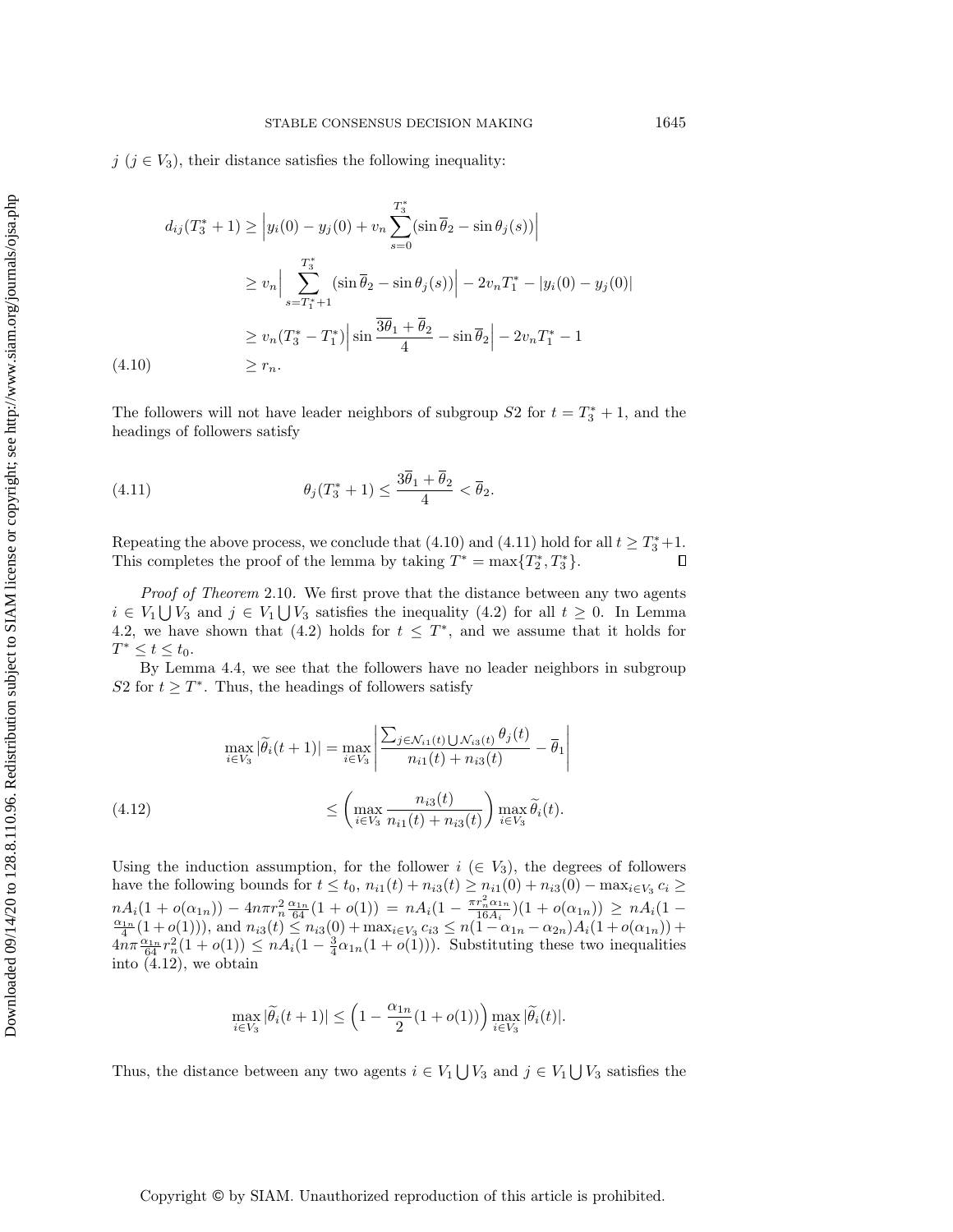$j$ ($j \in V_3$), their distance satisfies the following inequality:

$$
\begin{aligned}
d_{ij}(T_3^*+1) &\geq \Big| y_i(0) - y_j(0) + v_n \sum_{s=0}^{T_3^*} (\sin \overline{\theta}_2 - \sin \theta_j(s)) \Big| \\
&\geq v_n \Big| \sum_{s=T_1^*+1}^{T_3^*} (\sin \overline{\theta}_2 - \sin \theta_j(s)) \Big| - 2v_n T_1^* - |y_i(0) - y_j(0)| \\
&\geq v_n (T_3^* - T_1^*) \Big| \sin \frac{3\overline{\theta}_1 + \overline{\theta}_2}{4} - \sin \overline{\theta}_2 \Big| - 2v_n T_1^* - 1 \\
&\geq r_n.
\end{aligned} \tag{4.10}
$$

The followers will not have leader neighbors of subgroup $S2$ for $t = T_3^* + 1$, and the headings of followers satisfy

$$
\theta_j(T_3^*+1) \leq \frac{3\overline{\theta}_1 + \overline{\theta}_2}{4} < \overline{\theta}_2. \tag{4.11}
$$

Repeating the above process, we conclude that (4.10) and (4.11) hold for all $t \geq T_3^*+1$. This completes the proof of the lemma by taking $T^* = \max\{T_2^*, T_3^*\}$. ∎

*Proof of Theorem* 2.10. We first prove that the distance between any two agents $i \in V_1 \bigcup V_3$ and $j \in V_1 \bigcup V_3$ satisfies the inequality (4.2) for all $t \geq 0$. In Lemma 4.2, we have shown that (4.2) holds for $t \leq T^*$, and we assume that it holds for $T^* \leq t \leq t_0$.

By Lemma 4.4, we see that the followers have no leader neighbors in subgroup $S2$ for $t \geq T^*$. Thus, the headings of followers satisfy

$$
\begin{aligned}
\max_{i \in V_3} |\widetilde{\theta}_i(t+1)| &= \max_{i \in V_3} \left| \frac{\sum_{j \in \mathcal{N}_{i1}(t) \bigcup \mathcal{N}_{i3}(t)} \theta_j(t)}{n_{i1}(t) + n_{i3}(t)} - \overline{\theta}_1 \right| \\
&\leq \left( \max_{i \in V_3} \frac{n_{i3}(t)}{n_{i1}(t) + n_{i3}(t)} \right) \max_{i \in V_3} \widetilde{\theta}_i(t).
\end{aligned} \tag{4.12}
$$

Using the induction assumption, for the follower $i$ ($\in V_3$), the degrees of followers have the following bounds for $t \leq t_0$, $n_{i1}(t) + n_{i3}(t) \geq n_{i1}(0) + n_{i3}(0) - \max_{i \in V_3} c_i \geq nA_i(1 + o(\alpha_{1n})) - 4n\pi r_n^2 \frac{\alpha_{1n}}{64}(1 + o(1)) = nA_i(1 - \frac{\pi r_n^2 \alpha_{1n}}{16 A_i})(1 + o(\alpha_{1n})) \geq nA_i(1 - \frac{\alpha_{1n}}{4}(1 + o(1)))$, and $n_{i3}(t) \leq n_{i3}(0) + \max_{i \in V_3} c_{i3} \leq n(1 - \alpha_{1n} - \alpha_{2n})A_i(1 + o(\alpha_{1n})) + 4n\pi \frac{\alpha_{1n}}{64} r_n^2 (1 + o(1)) \leq nA_i(1 - \frac{3}{4}\alpha_{1n}(1 + o(1)))$. Substituting these two inequalities into (4.12), we obtain

$$
\max_{i \in V_3} |\widetilde{\theta}_i(t+1)| \leq \Big( 1 - \frac{\alpha_{1n}}{2}(1 + o(1)) \Big) \max_{i \in V_3} |\widetilde{\theta}_i(t)|.
$$

Thus, the distance between any two agents $i \in V_1 \bigcup V_3$ and $j \in V_1 \bigcup V_3$ satisfies the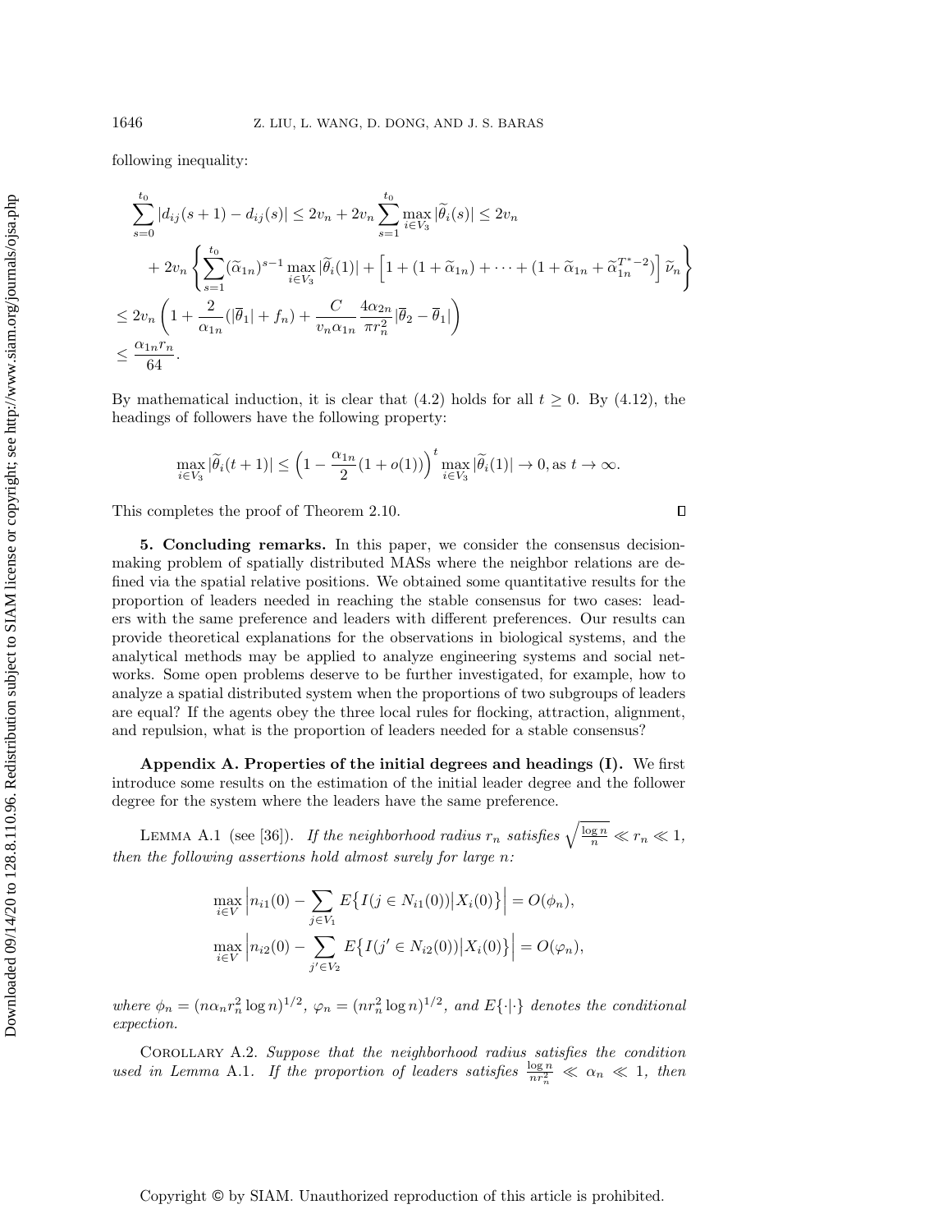following inequality:

$$
\begin{aligned}
&\sum_{s=0}^{t_0} |d_{ij}(s+1) - d_{ij}(s)| \le 2v_n + 2v_n \sum_{s=1}^{t_0} \max_{i\in V_3} |\widetilde{\theta}_i(s)| \le 2v_n \\
&\quad + 2v_n \left\{ \sum_{s=1}^{t_0} (\widetilde{\alpha}_{1n})^{s-1} \max_{i\in V_3} |\widetilde{\theta}_i(1)| + \left[1 + (1+\widetilde{\alpha}_{1n}) + \cdots + (1 + \widetilde{\alpha}_{1n} + \widetilde{\alpha}_{1n}^{T^*-2})\right] \widetilde{\nu}_n \right\} \\
&\le 2v_n \left(1 + \frac{2}{\alpha_{1n}}(|\overline{\theta}_1| + f_n) + \frac{C}{v_n \alpha_{1n}} \frac{4\alpha_{2n}}{\pi r_n^2} |\overline{\theta}_2 - \overline{\theta}_1| \right) \\
&\le \frac{\alpha_{1n} r_n}{64}.
\end{aligned}
$$

By mathematical induction, it is clear that (4.2) holds for all $t \ge 0$. By (4.12), the headings of followers have the following property:

$$
\max_{i\in V_3} |\widetilde{\theta}_i(t+1)| \le \left(1 - \frac{\alpha_{1n}}{2}(1 + o(1))\right)^t \max_{i\in V_3} |\widetilde{\theta}_i(1)| \to 0, \text{as } t \to \infty.
$$

This completes the proof of Theorem 2.10. ∎

**5. Concluding remarks.** In this paper, we consider the consensus decision-making problem of spatially distributed MASs where the neighbor relations are defined via the spatial relative positions. We obtained some quantitative results for the proportion of leaders needed in reaching the stable consensus for two cases: leaders with the same preference and leaders with different preferences. Our results can provide theoretical explanations for the observations in biological systems, and the analytical methods may be applied to analyze engineering systems and social networks. Some open problems deserve to be further investigated, for example, how to analyze a spatial distributed system when the proportions of two subgroups of leaders are equal? If the agents obey the three local rules for flocking, attraction, alignment, and repulsion, what is the proportion of leaders needed for a stable consensus?

**Appendix A. Properties of the initial degrees and headings (I).** We first introduce some results on the estimation of the initial leader degree and the follower degree for the system where the leaders have the same preference.

Lemma A.1 (see [36]). *If the neighborhood radius $r_n$ satisfies $\sqrt{\frac{\log n}{n}} \ll r_n \ll 1$, then the following assertions hold almost surely for large $n$:*

$$
\max_{i\in V} \left| n_{i1}(0) - \sum_{j\in V_1} E\{I(j \in N_{i1}(0)) | X_i(0)\} \right| = O(\phi_n),
$$

$$
\max_{i\in V} \left| n_{i2}(0) - \sum_{j'\in V_2} E\{I(j' \in N_{i2}(0)) | X_i(0)\} \right| = O(\varphi_n),
$$

*where $\phi_n = (n\alpha_n r_n^2 \log n)^{1/2}$, $\varphi_n = (nr_n^2 \log n)^{1/2}$, and $E\{\cdot|\cdot\}$ denotes the conditional expection.*

Corollary A.2. *Suppose that the neighborhood radius satisfies the condition used in Lemma A.1. If the proportion of leaders satisfies $\frac{\log n}{nr_n^2} \ll \alpha_n \ll 1$, then*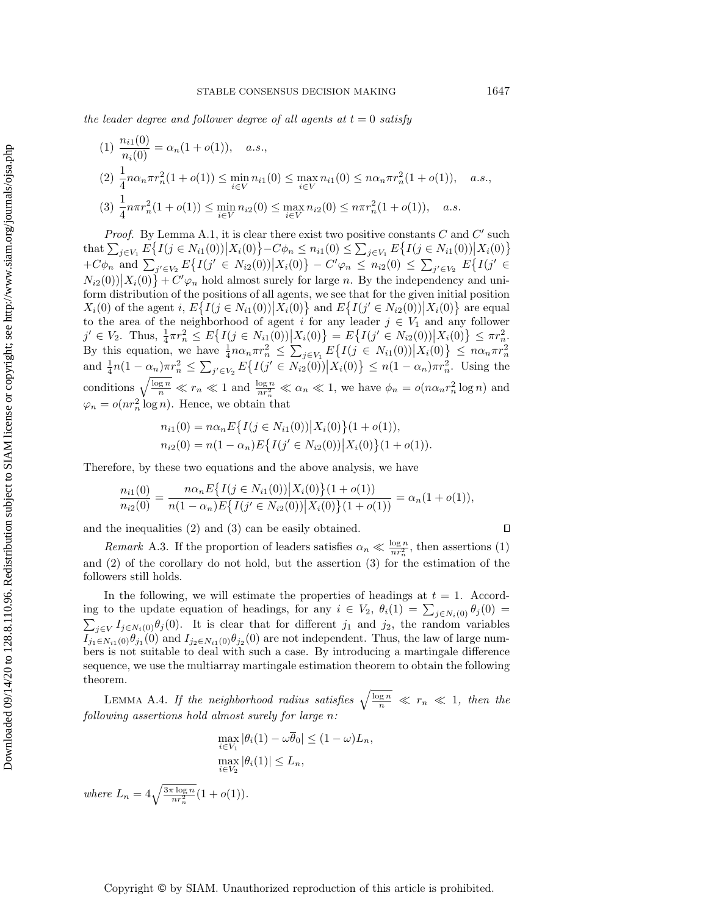*the leader degree and follower degree of all agents at $t = 0$ satisfy*

(1) $\dfrac{n_{i1}(0)}{n_i(0)} = \alpha_n(1 + o(1)), \quad a.s.,$

(2) $\dfrac{1}{4} n\alpha_n \pi r_n^2(1 + o(1)) \leq \min_{i \in V} n_{i1}(0) \leq \max_{i \in V} n_{i1}(0) \leq n\alpha_n \pi r_n^2(1 + o(1)), \quad a.s.,$

(3) $\dfrac{1}{4} n\pi r_n^2(1 + o(1)) \leq \min_{i \in V} n_{i2}(0) \leq \max_{i \in V} n_{i2}(0) \leq n\pi r_n^2(1 + o(1)), \quad a.s.$

*Proof.* By Lemma A.1, it is clear there exist two positive constants $C$ and $C'$ such that $\sum_{j \in V_1} E\{I(j \in N_{i1}(0)) \big| X_i(0)\} - C\phi_n \leq n_{i1}(0) \leq \sum_{j \in V_1} E\{I(j \in N_{i1}(0)) \big| X_i(0)\} + C\phi_n$ and $\sum_{j' \in V_2} E\{I(j' \in N_{i2}(0)) \big| X_i(0)\} - C'\varphi_n \leq n_{i2}(0) \leq \sum_{j' \in V_2} E\{I(j' \in N_{i2}(0)) \big| X_i(0)\} + C'\varphi_n$ hold almost surely for large $n$. By the independency and uniform distribution of the positions of all agents, we see that for the given initial position $X_i(0)$ of the agent $i$, $E\{I(j \in N_{i1}(0)) \big| X_i(0)\}$ and $E\{I(j' \in N_{i2}(0)) \big| X_i(0)\}$ are equal to the area of the neighborhood of agent $i$ for any leader $j \in V_1$ and any follower $j' \in V_2$. Thus, $\frac{1}{4}\pi r_n^2 \leq E\{I(j \in N_{i1}(0)) \big| X_i(0)\} = E\{I(j' \in N_{i2}(0)) \big| X_i(0)\} \leq \pi r_n^2$. By this equation, we have $\frac{1}{4} n\alpha_n \pi r_n^2 \leq \sum_{j \in V_1} E\{I(j \in N_{i1}(0)) \big| X_i(0)\} \leq n\alpha_n \pi r_n^2$ and $\frac{1}{4} n(1 - \alpha_n)\pi r_n^2 \leq \sum_{j' \in V_2} E\{I(j' \in N_{i2}(0)) \big| X_i(0)\} \leq n(1 - \alpha_n)\pi r_n^2$. Using the conditions $\sqrt{\frac{\log n}{n}} \ll r_n \ll 1$ and $\frac{\log n}{nr_n^2} \ll \alpha_n \ll 1$, we have $\phi_n = o(n\alpha_n r_n^2 \log n)$ and $\varphi_n = o(nr_n^2 \log n)$. Hence, we obtain that

$$
n_{i1}(0) = n\alpha_n E\{I(j \in N_{i1}(0)) \big| X_i(0)\}(1 + o(1)),
$$
$$
n_{i2}(0) = n(1 - \alpha_n) E\{I(j' \in N_{i2}(0)) \big| X_i(0)\}(1 + o(1)).
$$

Therefore, by these two equations and the above analysis, we have

$$
\frac{n_{i1}(0)}{n_{i2}(0)} = \frac{n\alpha_n E\{I(j \in N_{i1}(0)) \big| X_i(0)\}(1 + o(1))}{n(1 - \alpha_n) E\{I(j' \in N_{i2}(0)) \big| X_i(0)\}(1 + o(1))} = \alpha_n(1 + o(1)),
$$

and the inequalities (2) and (3) can be easily obtained. ∎

*Remark* A.3. If the proportion of leaders satisfies $\alpha_n \ll \frac{\log n}{nr_n^2}$, then assertions (1) and (2) of the corollary do not hold, but the assertion (3) for the estimation of the followers still holds.

In the following, we will estimate the properties of headings at $t = 1$. According to the update equation of headings, for any $i \in V_2$, $\theta_i(1) = \sum_{j \in N_i(0)} \theta_j(0) = \sum_{j \in V} I_{j \in N_i(0)} \theta_j(0)$. It is clear that for different $j_1$ and $j_2$, the random variables $I_{j_1 \in N_{i1}(0)} \theta_{j_1}(0)$ and $I_{j_2 \in N_{i1}(0)} \theta_{j_2}(0)$ are not independent. Thus, the law of large numbers is not suitable to deal with such a case. By introducing a martingale difference sequence, we use the multiarray martingale estimation theorem to obtain the following theorem.

LEMMA A.4. *If the neighborhood radius satisfies $\sqrt{\frac{\log n}{n}} \ll r_n \ll 1$, then the following assertions hold almost surely for large $n$:*

$$
\max_{i \in V_1} |\theta_i(1) - \omega\overline{\theta}_0| \leq (1 - \omega)L_n,
$$
$$
\max_{i \in V_2} |\theta_i(1)| \leq L_n,
$$

*where $L_n = 4\sqrt{\frac{3\pi \log n}{nr_n^2}}(1 + o(1))$.*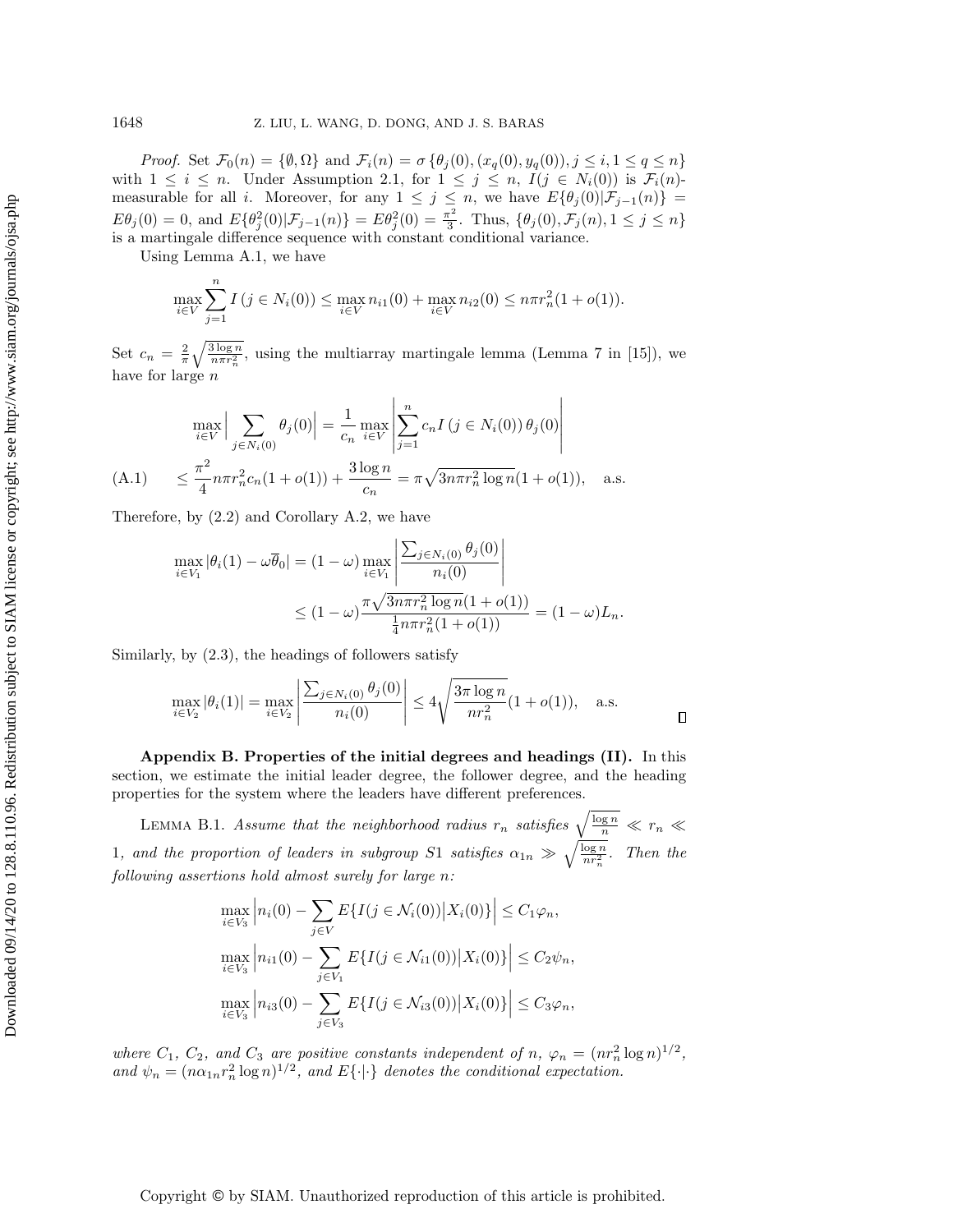*Proof.* Set $\mathcal{F}_0(n) = \{\emptyset, \Omega\}$ and $\mathcal{F}_i(n) = \sigma\{\theta_j(0), (x_q(0), y_q(0)), j \le i, 1 \le q \le n\}$ with $1 \le i \le n$. Under Assumption 2.1, for $1 \le j \le n$, $I(j \in N_i(0))$ is $\mathcal{F}_i(n)$-measurable for all $i$. Moreover, for any $1 \le j \le n$, we have $E\{\theta_j(0)|\mathcal{F}_{j-1}(n)\} = E\theta_j(0) = 0$, and $E\{\theta_j^2(0)|\mathcal{F}_{j-1}(n)\} = E\theta_j^2(0) = \frac{\pi^2}{3}$. Thus, $\{\theta_j(0), \mathcal{F}_j(n), 1 \le j \le n\}$ is a martingale difference sequence with constant conditional variance.

Using Lemma A.1, we have

$$\max_{i\in V} \sum_{j=1}^{n} I\left(j \in N_i(0)\right) \le \max_{i\in V} n_{i1}(0) + \max_{i\in V} n_{i2}(0) \le n\pi r_n^2(1 + o(1)).$$

Set $c_n = \frac{2}{\pi}\sqrt{\frac{3\log n}{n\pi r_n^2}}$, using the multiarray martingale lemma (Lemma 7 in [15]), we have for large $n$

$$\max_{i\in V} \Big| \sum_{j\in N_i(0)} \theta_j(0)\Big| = \frac{1}{c_n} \max_{i\in V} \left| \sum_{j=1}^{n} c_n I\left(j \in N_i(0)\right)\theta_j(0)\right|$$

$$\le \frac{\pi^2}{4} n\pi r_n^2 c_n(1 + o(1)) + \frac{3\log n}{c_n} = \pi\sqrt{3n\pi r_n^2 \log n}(1 + o(1)), \quad \text{a.s.} \tag{A.1}$$

Therefore, by (2.2) and Corollary A.2, we have

$$\max_{i\in V_1} |\theta_i(1) - \omega\overline{\theta}_0| = (1-\omega)\max_{i\in V_1}\left|\frac{\sum_{j\in N_i(0)}\theta_j(0)}{n_i(0)}\right|$$

$$\le (1-\omega)\frac{\pi\sqrt{3n\pi r_n^2\log n}(1+o(1))}{\frac{1}{4}n\pi r_n^2(1+o(1))} = (1-\omega)L_n.$$

Similarly, by (2.3), the headings of followers satisfy

$$\max_{i\in V_2}|\theta_i(1)| = \max_{i\in V_2}\left|\frac{\sum_{j\in N_i(0)}\theta_j(0)}{n_i(0)}\right| \le 4\sqrt{\frac{3\pi\log n}{nr_n^2}}(1+o(1)), \quad \text{a.s.}$$

∎

## Appendix B. Properties of the initial degrees and headings (II).

In this section, we estimate the initial leader degree, the follower degree, and the heading properties for the system where the leaders have different preferences.

Lemma B.1. *Assume that the neighborhood radius $r_n$ satisfies $\sqrt{\frac{\log n}{n}} \ll r_n \ll 1$, and the proportion of leaders in subgroup $S1$ satisfies $\alpha_{1n} \gg \sqrt{\frac{\log n}{nr_n^2}}$. Then the following assertions hold almost surely for large $n$:*

$$\max_{i\in V_3}\Big|n_i(0) - \sum_{j\in V} E\{I(j \in \mathcal{N}_i(0))\big|X_i(0)\}\Big| \le C_1\varphi_n,$$

$$\max_{i\in V_3}\Big|n_{i1}(0) - \sum_{j\in V_1} E\{I(j \in \mathcal{N}_{i1}(0))\big|X_i(0)\}\Big| \le C_2\psi_n,$$

$$\max_{i\in V_3}\Big|n_{i3}(0) - \sum_{j\in V_3} E\{I(j \in \mathcal{N}_{i3}(0))\big|X_i(0)\}\Big| \le C_3\varphi_n,$$

*where $C_1$, $C_2$, and $C_3$ are positive constants independent of $n$, $\varphi_n = (nr_n^2\log n)^{1/2}$, and $\psi_n = (n\alpha_{1n}r_n^2\log n)^{1/2}$, and $E\{\cdot|\cdot\}$ denotes the conditional expectation.*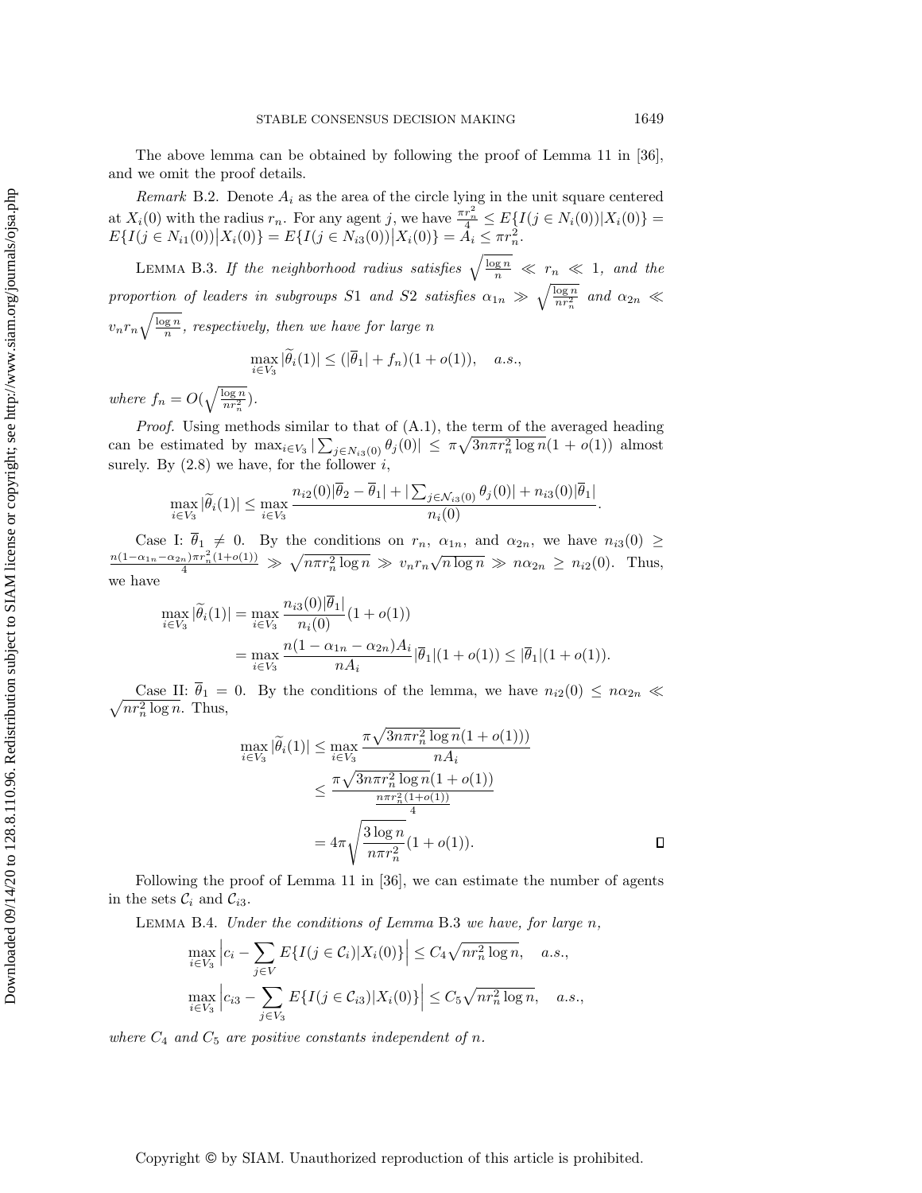The above lemma can be obtained by following the proof of Lemma 11 in [36], and we omit the proof details.

*Remark* B.2. Denote $A_i$ as the area of the circle lying in the unit square centered at $X_i(0)$ with the radius $r_n$. For any agent $j$, we have $\frac{\pi r_n^2}{4} \le E\{I(j \in N_i(0))|X_i(0)\} = E\{I(j \in N_{i1}(0))\big|X_i(0)\} = E\{I(j \in N_{i3}(0))\big|X_i(0)\} = A_i \le \pi r_n^2$.

LEMMA B.3. *If the neighborhood radius satisfies $\sqrt{\frac{\log n}{n}} \ll r_n \ll 1$, and the proportion of leaders in subgroups $S1$ and $S2$ satisfies $\alpha_{1n} \gg \sqrt{\frac{\log n}{nr_n^2}}$ and $\alpha_{2n} \ll v_n r_n \sqrt{\frac{\log n}{n}}$, respectively, then we have for large $n$*

$$\max_{i \in V_3} |\widetilde{\theta}_i(1)| \le (|\overline{\theta}_1| + f_n)(1 + o(1)), \quad a.s.,$$

*where $f_n = O(\sqrt{\frac{\log n}{nr_n^2}})$.*

*Proof.* Using methods similar to that of (A.1), the term of the averaged heading can be estimated by $\max_{i \in V_3} |\sum_{j \in N_{i3}(0)} \theta_j(0)| \le \pi\sqrt{3n\pi r_n^2 \log n}(1 + o(1))$ almost surely. By (2.8) we have, for the follower $i$,

$$\max_{i \in V_3} |\widetilde{\theta}_i(1)| \le \max_{i \in V_3} \frac{n_{i2}(0)|\overline{\theta}_2 - \overline{\theta}_1| + |\sum_{j \in \mathcal{N}_{i3}(0)} \theta_j(0)| + n_{i3}(0)|\overline{\theta}_1|}{n_i(0)}.$$

Case I: $\overline{\theta}_1 \ne 0$. By the conditions on $r_n$, $\alpha_{1n}$, and $\alpha_{2n}$, we have $n_{i3}(0) \ge \frac{n(1-\alpha_{1n}-\alpha_{2n})\pi r_n^2(1+o(1))}{4} \gg \sqrt{n\pi r_n^2 \log n} \gg v_n r_n \sqrt{n \log n} \gg n\alpha_{2n} \ge n_{i2}(0)$. Thus, we have

$$\begin{aligned}
\max_{i \in V_3} |\widetilde{\theta}_i(1)| &= \max_{i \in V_3} \frac{n_{i3}(0)|\overline{\theta}_1|}{n_i(0)}(1 + o(1)) \\
&= \max_{i \in V_3} \frac{n(1 - \alpha_{1n} - \alpha_{2n})A_i}{nA_i}|\overline{\theta}_1|(1 + o(1)) \le |\overline{\theta}_1|(1 + o(1)).
\end{aligned}$$

Case II: $\overline{\theta}_1 = 0$. By the conditions of the lemma, we have $n_{i2}(0) \le n\alpha_{2n} \ll \sqrt{nr_n^2 \log n}$. Thus,

$$\begin{aligned}
\max_{i \in V_3} |\widetilde{\theta}_i(1)| &\le \max_{i \in V_3} \frac{\pi\sqrt{3n\pi r_n^2 \log n}(1 + o(1)))}{nA_i} \\
&\le \frac{\pi\sqrt{3n\pi r_n^2 \log n}(1 + o(1))}{\frac{n\pi r_n^2(1+o(1))}{4}} \\
&= 4\pi\sqrt{\frac{3 \log n}{n\pi r_n^2}}(1 + o(1)).
\end{aligned}$$

∎

Following the proof of Lemma 11 in [36], we can estimate the number of agents in the sets $\mathcal{C}_i$ and $\mathcal{C}_{i3}$.

LEMMA B.4. *Under the conditions of Lemma* B.3 *we have, for large $n$,*

$$\max_{i \in V_3} \Big| c_i - \sum_{j \in V} E\{I(j \in \mathcal{C}_i)|X_i(0)\} \Big| \le C_4\sqrt{nr_n^2 \log n}, \quad a.s.,$$

$$\max_{i \in V_3} \Big| c_{i3} - \sum_{j \in V_3} E\{I(j \in \mathcal{C}_{i3})|X_i(0)\} \Big| \le C_5\sqrt{nr_n^2 \log n}, \quad a.s.,$$

*where $C_4$ and $C_5$ are positive constants independent of $n$.*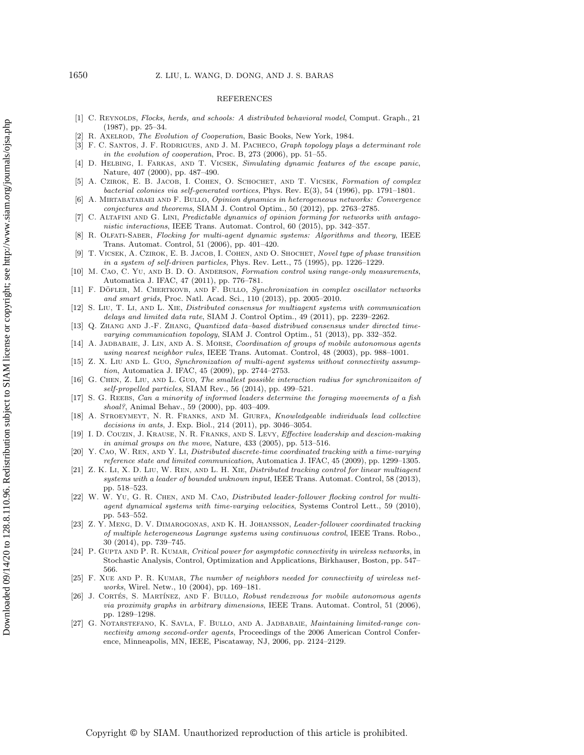## REFERENCES

[1] C. Reynolds, *Flocks, herds, and schools: A distributed behavioral model*, Comput. Graph., 21 (1987), pp. 25–34.

[2] R. Axelrod, *The Evolution of Cooperation*, Basic Books, New York, 1984.

[3] F. C. Santos, J. F. Rodrigues, and J. M. Pacheco, *Graph topology plays a determinant role in the evolution of cooperation*, Proc. B, 273 (2006), pp. 51–55.

[4] D. Helbing, I. Farkas, and T. Vicsek, *Simulating dynamic features of the escape panic*, Nature, 407 (2000), pp. 487–490.

[5] A. Czirok, E. B. Jacob, I. Cohen, O. Schochet, and T. Vicsek, *Formation of complex bacterial colonies via self-generated vortices*, Phys. Rev. E(3), 54 (1996), pp. 1791–1801.

[6] A. Mirtabatabaei and F. Bullo, *Opinion dynamics in heterogeneous networks: Convergence conjectures and theorems*, SIAM J. Control Optim., 50 (2012), pp. 2763–2785.

[7] C. Altafini and G. Lini, *Predictable dynamics of opinion forming for networks with antagonistic interactions*, IEEE Trans. Automat. Control, 60 (2015), pp. 342–357.

[8] R. Olfati-Saber, *Flocking for multi-agent dynamic systems: Algorithms and theory*, IEEE Trans. Automat. Control, 51 (2006), pp. 401–420.

[9] T. Vicsek, A. Czirok, E. B. Jacob, I. Cohen, and O. Shochet, *Novel type of phase transition in a system of self-driven particles*, Phys. Rev. Lett., 75 (1995), pp. 1226–1229.

[10] M. Cao, C. Yu, and B. D. O. Anderson, *Formation control using range-only measurements*, Automatica J. IFAC, 47 (2011), pp. 776–781.

[11] F. Döfler, M. Chertkovb, and F. Bullo, *Synchronization in complex oscillator networks and smart grids*, Proc. Natl. Acad. Sci., 110 (2013), pp. 2005–2010.

[12] S. Liu, T. Li, and L. Xie, *Distributed consensus for multiagent systems with communication delays and limited data rate*, SIAM J. Control Optim., 49 (2011), pp. 2239–2262.

[13] Q. Zhang and J.-F. Zhang, *Quantized data–based distribued consensus under directed time-varying communication topology*, SIAM J. Control Optim., 51 (2013), pp. 332–352.

[14] A. Jadbabaie, J. Lin, and A. S. Morse, *Coordination of groups of mobile autonomous agents using nearest neighbor rules*, IEEE Trans. Automat. Control, 48 (2003), pp. 988–1001.

[15] Z. X. Liu and L. Guo, *Synchronization of multi-agent systems without connectivity assumption*, Automatica J. IFAC, 45 (2009), pp. 2744–2753.

[16] G. Chen, Z. Liu, and L. Guo, *The smallest possible interaction radius for synchronizaiton of self-propelled particles*, SIAM Rev., 56 (2014), pp. 499–521.

[17] S. G. Reebs, *Can a minority of informed leaders determine the foraging movements of a fish shoal?*, Animal Behav., 59 (2000), pp. 403–409.

[18] A. Stroeymeyt, N. R. Franks, and M. Giurfa, *Knowledgeable individuals lead collective decisions in ants*, J. Exp. Biol., 214 (2011), pp. 3046–3054.

[19] I. D. Couzin, J. Krause, N. R. Franks, and S. Levy, *Effective leadership and descion-making in animal groups on the move*, Nature, 433 (2005), pp. 513–516.

[20] Y. Cao, W. Ren, and Y. Li, *Distributed discrete-time coordinated tracking with a time-varying reference state and limited communication*, Automatica J. IFAC, 45 (2009), pp. 1299–1305.

[21] Z. K. Li, X. D. Liu, W. Ren, and L. H. Xie, *Distributed tracking control for linear multiagent systems with a leader of bounded unknown input*, IEEE Trans. Automat. Control, 58 (2013), pp. 518–523.

[22] W. W. Yu, G. R. Chen, and M. Cao, *Distributed leader-follower flocking control for multi-agent dynamical systems with time-varying velocities*, Systems Control Lett., 59 (2010), pp. 543–552.

[23] Z. Y. Meng, D. V. Dimarogonas, and K. H. Johansson, *Leader-follower coordinated tracking of multiple heterogeneous Lagrange systems using continuous control*, IEEE Trans. Robo., 30 (2014), pp. 739–745.

[24] P. Gupta and P. R. Kumar, *Critical power for asymptotic connectivity in wireless networks*, in Stochastic Analysis, Control, Optimization and Applications, Birkhauser, Boston, pp. 547–566.

[25] F. Xue and P. R. Kumar, *The number of neighbors needed for connectivity of wireless networks*, Wirel. Netw., 10 (2004), pp. 169–181.

[26] J. Cortés, S. Martínez, and F. Bullo, *Robust rendezvous for mobile autonomous agents via proximity graphs in arbitrary dimensions*, IEEE Trans. Automat. Control, 51 (2006), pp. 1289–1298.

[27] G. Notarstefano, K. Savla, F. Bullo, and A. Jadbabaie, *Maintaining limited-range connectivity among second-order agents*, Proceedings of the 2006 American Control Conference, Minneapolis, MN, IEEE, Piscataway, NJ, 2006, pp. 2124–2129.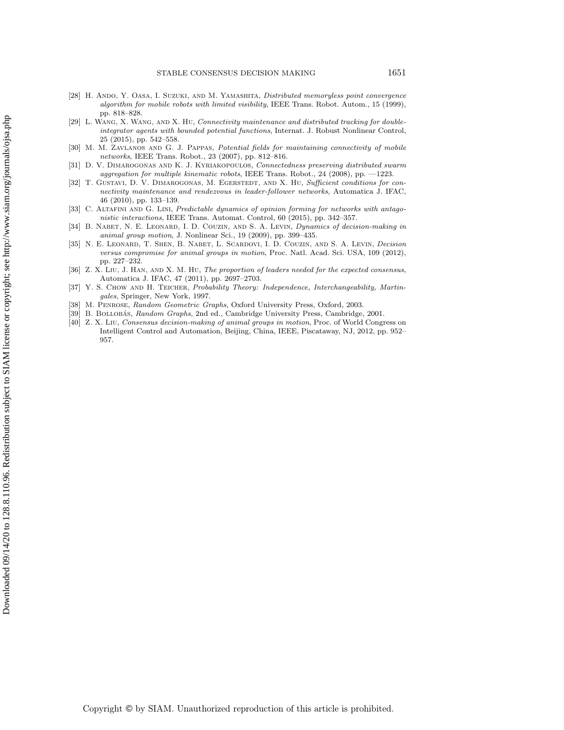[28] H. Ando, Y. Oasa, I. Suzuki, and M. Yamashita, *Distributed memoryless point convergence algorithm for mobile robots with limited visibility*, IEEE Trans. Robot. Autom., 15 (1999), pp. 818–828.

[29] L. Wang, X. Wang, and X. Hu, *Connectivity maintenance and distributed tracking for double-integrator agents with bounded potential functions*, Internat. J. Robust Nonlinear Control, 25 (2015), pp. 542–558.

[30] M. M. Zavlanos and G. J. Pappas, *Potential fields for maintaining connectivity of mobile networks*, IEEE Trans. Robot., 23 (2007), pp. 812–816.

[31] D. V. Dimarogonas and K. J. Kyriakopoulos, *Connectedness preserving distributed swarm aggregation for multiple kinematic robots*, IEEE Trans. Robot., 24 (2008), pp. —1223.

[32] T. Gustavi, D. V. Dimarogonas, M. Egerstedt, and X. Hu, *Sufficient conditions for connectivity maintenance and rendezvous in leader-follower networks*, Automatica J. IFAC, 46 (2010), pp. 133–139.

[33] C. Altafini and G. Lini, *Predictable dynamics of opinion forming for networks with antagonistic interactions*, IEEE Trans. Automat. Control, 60 (2015), pp. 342–357.

[34] B. Nabet, N. E. Leonard, I. D. Couzin, and S. A. Levin, *Dynamics of decision-making in animal group motion*, J. Nonlinear Sci., 19 (2009), pp. 399–435.

[35] N. E. Leonard, T. Shen, B. Nabet, L. Scardovi, I. D. Couzin, and S. A. Levin, *Decision versus compromise for animal groups in motion*, Proc. Natl. Acad. Sci. USA, 109 (2012), pp. 227–232.

[36] Z. X. Liu, J. Han, and X. M. Hu, *The proportion of leaders needed for the expected consensus*, Automatica J. IFAC, 47 (2011), pp. 2697–2703.

[37] Y. S. Chow and H. Teicher, *Probability Theory: Independence, Interchangeability, Martingales*, Springer, New York, 1997.

[38] M. Penrose, *Random Geometric Graphs*, Oxford University Press, Oxford, 2003.

[39] B. Bollobás, *Random Graphs*, 2nd ed., Cambridge University Press, Cambridge, 2001.

[40] Z. X. Liu, *Consensus decision-making of animal groups in motion*, Proc. of World Congress on Intelligent Control and Automation, Beijing, China, IEEE, Piscataway, NJ, 2012, pp. 952–957.